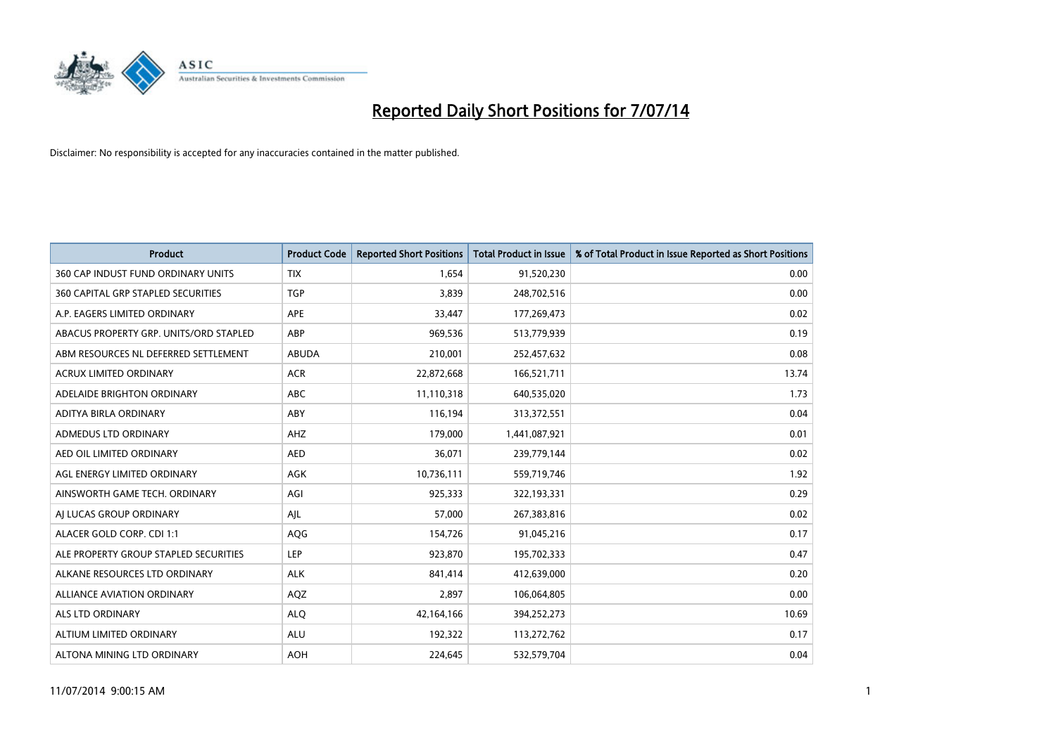# Reported Daily Short Positions for 7/07/14

Disclaimer: No responsibility is accepted for any inaccuracies contained in the matter published.

| Product | Product Code | Reported Short Positions | Total Product in Issue | % of Total Product in Issue Reported as Short Positions |
| --- | --- | --- | --- | --- |
| 360 CAP INDUST FUND ORDINARY UNITS | TIX | 1,654 | 91,520,230 | 0.00 |
| 360 CAPITAL GRP STAPLED SECURITIES | TGP | 3,839 | 248,702,516 | 0.00 |
| A.P. EAGERS LIMITED ORDINARY | APE | 33,447 | 177,269,473 | 0.02 |
| ABACUS PROPERTY GRP. UNITS/ORD STAPLED | ABP | 969,536 | 513,779,939 | 0.19 |
| ABM RESOURCES NL DEFERRED SETTLEMENT | ABUDA | 210,001 | 252,457,632 | 0.08 |
| ACRUX LIMITED ORDINARY | ACR | 22,872,668 | 166,521,711 | 13.74 |
| ADELAIDE BRIGHTON ORDINARY | ABC | 11,110,318 | 640,535,020 | 1.73 |
| ADITYA BIRLA ORDINARY | ABY | 116,194 | 313,372,551 | 0.04 |
| ADMEDUS LTD ORDINARY | AHZ | 179,000 | 1,441,087,921 | 0.01 |
| AED OIL LIMITED ORDINARY | AED | 36,071 | 239,779,144 | 0.02 |
| AGL ENERGY LIMITED ORDINARY | AGK | 10,736,111 | 559,719,746 | 1.92 |
| AINSWORTH GAME TECH. ORDINARY | AGI | 925,333 | 322,193,331 | 0.29 |
| AJ LUCAS GROUP ORDINARY | AJL | 57,000 | 267,383,816 | 0.02 |
| ALACER GOLD CORP. CDI 1:1 | AQG | 154,726 | 91,045,216 | 0.17 |
| ALE PROPERTY GROUP STAPLED SECURITIES | LEP | 923,870 | 195,702,333 | 0.47 |
| ALKANE RESOURCES LTD ORDINARY | ALK | 841,414 | 412,639,000 | 0.20 |
| ALLIANCE AVIATION ORDINARY | AQZ | 2,897 | 106,064,805 | 0.00 |
| ALS LTD ORDINARY | ALQ | 42,164,166 | 394,252,273 | 10.69 |
| ALTIUM LIMITED ORDINARY | ALU | 192,322 | 113,272,762 | 0.17 |
| ALTONA MINING LTD ORDINARY | AOH | 224,645 | 532,579,704 | 0.04 |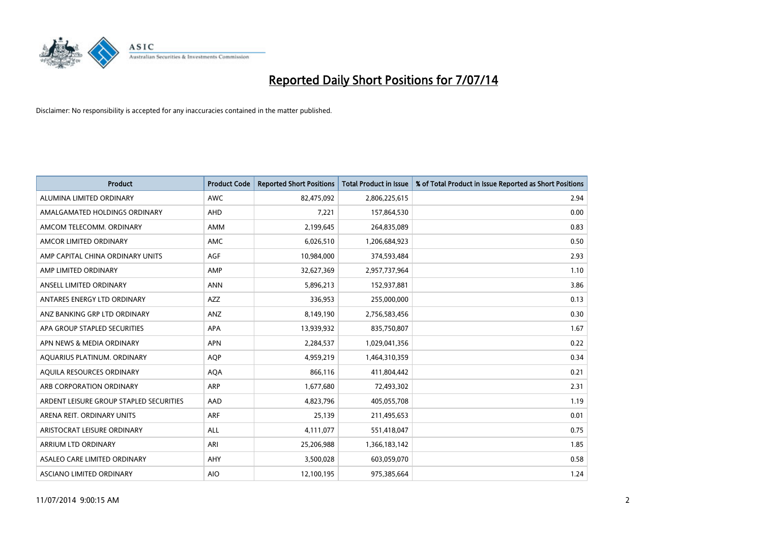# Reported Daily Short Positions for 7/07/14

Disclaimer: No responsibility is accepted for any inaccuracies contained in the matter published.

| Product | Product Code | Reported Short Positions | Total Product in Issue | % of Total Product in Issue Reported as Short Positions |
|---|---|---|---|---|
| ALUMINA LIMITED ORDINARY | AWC | 82,475,092 | 2,806,225,615 | 2.94 |
| AMALGAMATED HOLDINGS ORDINARY | AHD | 7,221 | 157,864,530 | 0.00 |
| AMCOM TELECOMM. ORDINARY | AMM | 2,199,645 | 264,835,089 | 0.83 |
| AMCOR LIMITED ORDINARY | AMC | 6,026,510 | 1,206,684,923 | 0.50 |
| AMP CAPITAL CHINA ORDINARY UNITS | AGF | 10,984,000 | 374,593,484 | 2.93 |
| AMP LIMITED ORDINARY | AMP | 32,627,369 | 2,957,737,964 | 1.10 |
| ANSELL LIMITED ORDINARY | ANN | 5,896,213 | 152,937,881 | 3.86 |
| ANTARES ENERGY LTD ORDINARY | AZZ | 336,953 | 255,000,000 | 0.13 |
| ANZ BANKING GRP LTD ORDINARY | ANZ | 8,149,190 | 2,756,583,456 | 0.30 |
| APA GROUP STAPLED SECURITIES | APA | 13,939,932 | 835,750,807 | 1.67 |
| APN NEWS & MEDIA ORDINARY | APN | 2,284,537 | 1,029,041,356 | 0.22 |
| AQUARIUS PLATINUM. ORDINARY | AQP | 4,959,219 | 1,464,310,359 | 0.34 |
| AQUILA RESOURCES ORDINARY | AQA | 866,116 | 411,804,442 | 0.21 |
| ARB CORPORATION ORDINARY | ARP | 1,677,680 | 72,493,302 | 2.31 |
| ARDENT LEISURE GROUP STAPLED SECURITIES | AAD | 4,823,796 | 405,055,708 | 1.19 |
| ARENA REIT. ORDINARY UNITS | ARF | 25,139 | 211,495,653 | 0.01 |
| ARISTOCRAT LEISURE ORDINARY | ALL | 4,111,077 | 551,418,047 | 0.75 |
| ARRIUM LTD ORDINARY | ARI | 25,206,988 | 1,366,183,142 | 1.85 |
| ASALEO CARE LIMITED ORDINARY | AHY | 3,500,028 | 603,059,070 | 0.58 |
| ASCIANO LIMITED ORDINARY | AIO | 12,100,195 | 975,385,664 | 1.24 |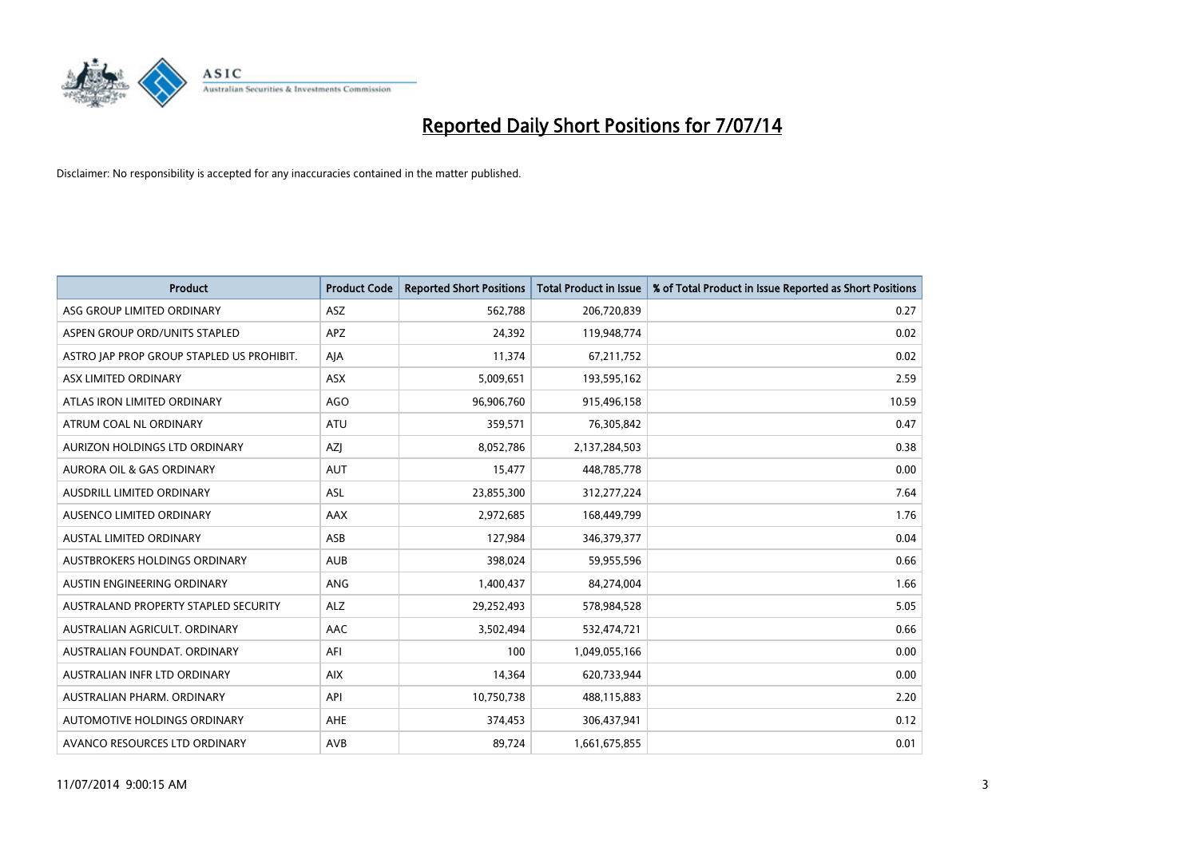# Reported Daily Short Positions for 7/07/14

Disclaimer: No responsibility is accepted for any inaccuracies contained in the matter published.

| Product | Product Code | Reported Short Positions | Total Product in Issue | % of Total Product in Issue Reported as Short Positions |
|---|---|---|---|---|
| ASG GROUP LIMITED ORDINARY | ASZ | 562,788 | 206,720,839 | 0.27 |
| ASPEN GROUP ORD/UNITS STAPLED | APZ | 24,392 | 119,948,774 | 0.02 |
| ASTRO JAP PROP GROUP STAPLED US PROHIBIT. | AJA | 11,374 | 67,211,752 | 0.02 |
| ASX LIMITED ORDINARY | ASX | 5,009,651 | 193,595,162 | 2.59 |
| ATLAS IRON LIMITED ORDINARY | AGO | 96,906,760 | 915,496,158 | 10.59 |
| ATRUM COAL NL ORDINARY | ATU | 359,571 | 76,305,842 | 0.47 |
| AURIZON HOLDINGS LTD ORDINARY | AZJ | 8,052,786 | 2,137,284,503 | 0.38 |
| AURORA OIL & GAS ORDINARY | AUT | 15,477 | 448,785,778 | 0.00 |
| AUSDRILL LIMITED ORDINARY | ASL | 23,855,300 | 312,277,224 | 7.64 |
| AUSENCO LIMITED ORDINARY | AAX | 2,972,685 | 168,449,799 | 1.76 |
| AUSTAL LIMITED ORDINARY | ASB | 127,984 | 346,379,377 | 0.04 |
| AUSTBROKERS HOLDINGS ORDINARY | AUB | 398,024 | 59,955,596 | 0.66 |
| AUSTIN ENGINEERING ORDINARY | ANG | 1,400,437 | 84,274,004 | 1.66 |
| AUSTRALAND PROPERTY STAPLED SECURITY | ALZ | 29,252,493 | 578,984,528 | 5.05 |
| AUSTRALIAN AGRICULT. ORDINARY | AAC | 3,502,494 | 532,474,721 | 0.66 |
| AUSTRALIAN FOUNDAT. ORDINARY | AFI | 100 | 1,049,055,166 | 0.00 |
| AUSTRALIAN INFR LTD ORDINARY | AIX | 14,364 | 620,733,944 | 0.00 |
| AUSTRALIAN PHARM. ORDINARY | API | 10,750,738 | 488,115,883 | 2.20 |
| AUTOMOTIVE HOLDINGS ORDINARY | AHE | 374,453 | 306,437,941 | 0.12 |
| AVANCO RESOURCES LTD ORDINARY | AVB | 89,724 | 1,661,675,855 | 0.01 |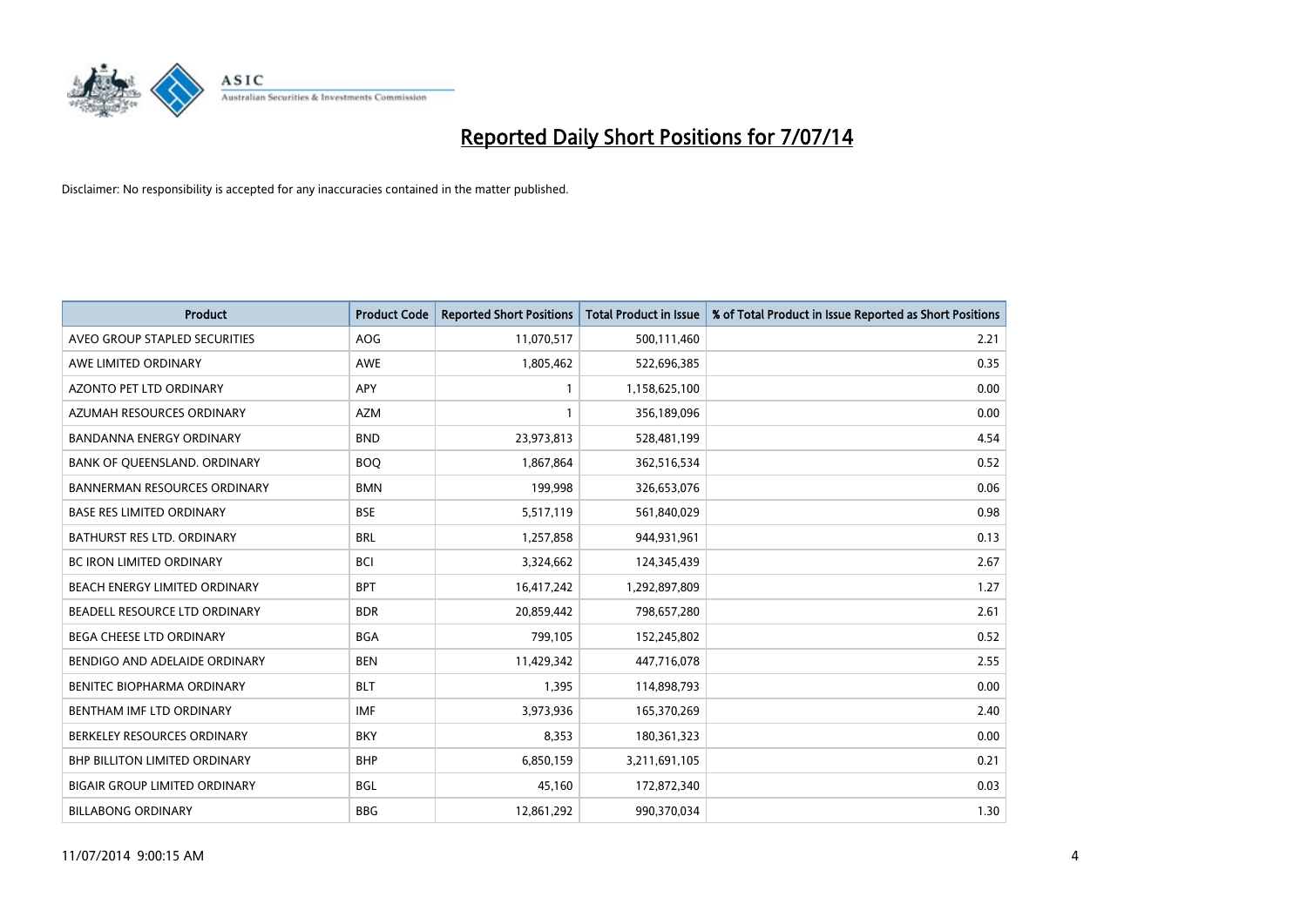# Reported Daily Short Positions for 7/07/14

Disclaimer: No responsibility is accepted for any inaccuracies contained in the matter published.

| Product | Product Code | Reported Short Positions | Total Product in Issue | % of Total Product in Issue Reported as Short Positions |
|---|---|---|---|---|
| AVEO GROUP STAPLED SECURITIES | AOG | 11,070,517 | 500,111,460 | 2.21 |
| AWE LIMITED ORDINARY | AWE | 1,805,462 | 522,696,385 | 0.35 |
| AZONTO PET LTD ORDINARY | APY | 1 | 1,158,625,100 | 0.00 |
| AZUMAH RESOURCES ORDINARY | AZM | 1 | 356,189,096 | 0.00 |
| BANDANNA ENERGY ORDINARY | BND | 23,973,813 | 528,481,199 | 4.54 |
| BANK OF QUEENSLAND. ORDINARY | BOQ | 1,867,864 | 362,516,534 | 0.52 |
| BANNERMAN RESOURCES ORDINARY | BMN | 199,998 | 326,653,076 | 0.06 |
| BASE RES LIMITED ORDINARY | BSE | 5,517,119 | 561,840,029 | 0.98 |
| BATHURST RES LTD. ORDINARY | BRL | 1,257,858 | 944,931,961 | 0.13 |
| BC IRON LIMITED ORDINARY | BCI | 3,324,662 | 124,345,439 | 2.67 |
| BEACH ENERGY LIMITED ORDINARY | BPT | 16,417,242 | 1,292,897,809 | 1.27 |
| BEADELL RESOURCE LTD ORDINARY | BDR | 20,859,442 | 798,657,280 | 2.61 |
| BEGA CHEESE LTD ORDINARY | BGA | 799,105 | 152,245,802 | 0.52 |
| BENDIGO AND ADELAIDE ORDINARY | BEN | 11,429,342 | 447,716,078 | 2.55 |
| BENITEC BIOPHARMA ORDINARY | BLT | 1,395 | 114,898,793 | 0.00 |
| BENTHAM IMF LTD ORDINARY | IMF | 3,973,936 | 165,370,269 | 2.40 |
| BERKELEY RESOURCES ORDINARY | BKY | 8,353 | 180,361,323 | 0.00 |
| BHP BILLITON LIMITED ORDINARY | BHP | 6,850,159 | 3,211,691,105 | 0.21 |
| BIGAIR GROUP LIMITED ORDINARY | BGL | 45,160 | 172,872,340 | 0.03 |
| BILLABONG ORDINARY | BBG | 12,861,292 | 990,370,034 | 1.30 |

11/07/2014 9:00:15 AM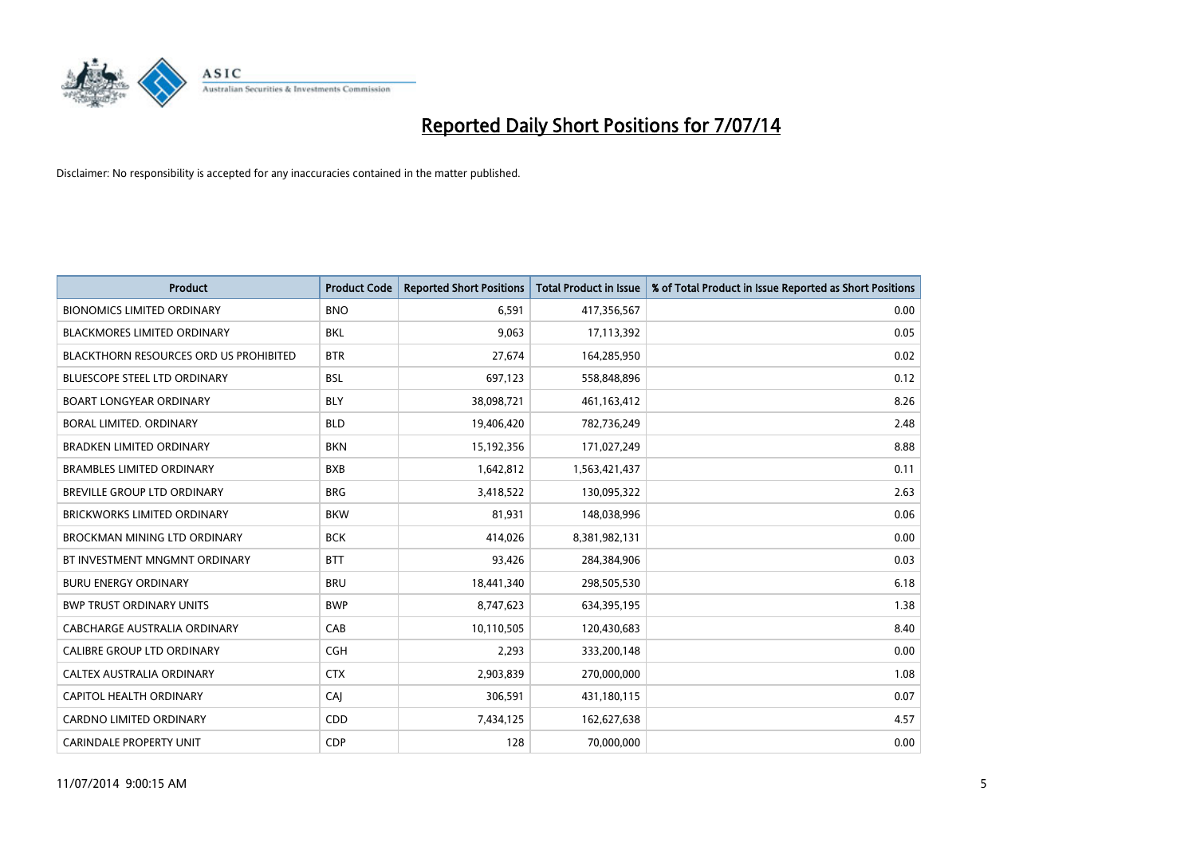# Reported Daily Short Positions for 7/07/14

Disclaimer: No responsibility is accepted for any inaccuracies contained in the matter published.

| Product | Product Code | Reported Short Positions | Total Product in Issue | % of Total Product in Issue Reported as Short Positions |
|---|---|---|---|---|
| BIONOMICS LIMITED ORDINARY | BNO | 6,591 | 417,356,567 | 0.00 |
| BLACKMORES LIMITED ORDINARY | BKL | 9,063 | 17,113,392 | 0.05 |
| BLACKTHORN RESOURCES ORD US PROHIBITED | BTR | 27,674 | 164,285,950 | 0.02 |
| BLUESCOPE STEEL LTD ORDINARY | BSL | 697,123 | 558,848,896 | 0.12 |
| BOART LONGYEAR ORDINARY | BLY | 38,098,721 | 461,163,412 | 8.26 |
| BORAL LIMITED. ORDINARY | BLD | 19,406,420 | 782,736,249 | 2.48 |
| BRADKEN LIMITED ORDINARY | BKN | 15,192,356 | 171,027,249 | 8.88 |
| BRAMBLES LIMITED ORDINARY | BXB | 1,642,812 | 1,563,421,437 | 0.11 |
| BREVILLE GROUP LTD ORDINARY | BRG | 3,418,522 | 130,095,322 | 2.63 |
| BRICKWORKS LIMITED ORDINARY | BKW | 81,931 | 148,038,996 | 0.06 |
| BROCKMAN MINING LTD ORDINARY | BCK | 414,026 | 8,381,982,131 | 0.00 |
| BT INVESTMENT MNGMNT ORDINARY | BTT | 93,426 | 284,384,906 | 0.03 |
| BURU ENERGY ORDINARY | BRU | 18,441,340 | 298,505,530 | 6.18 |
| BWP TRUST ORDINARY UNITS | BWP | 8,747,623 | 634,395,195 | 1.38 |
| CABCHARGE AUSTRALIA ORDINARY | CAB | 10,110,505 | 120,430,683 | 8.40 |
| CALIBRE GROUP LTD ORDINARY | CGH | 2,293 | 333,200,148 | 0.00 |
| CALTEX AUSTRALIA ORDINARY | CTX | 2,903,839 | 270,000,000 | 1.08 |
| CAPITOL HEALTH ORDINARY | CAJ | 306,591 | 431,180,115 | 0.07 |
| CARDNO LIMITED ORDINARY | CDD | 7,434,125 | 162,627,638 | 4.57 |
| CARINDALE PROPERTY UNIT | CDP | 128 | 70,000,000 | 0.00 |

11/07/2014 9:00:15 AM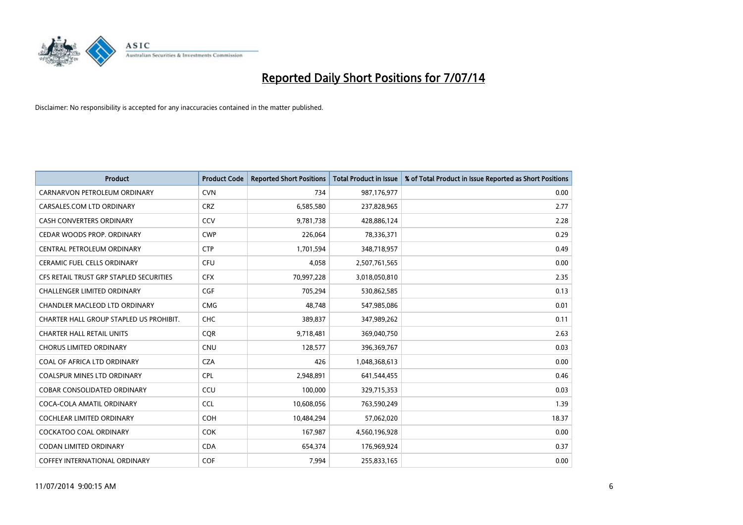# Reported Daily Short Positions for 7/07/14

Disclaimer: No responsibility is accepted for any inaccuracies contained in the matter published.

| Product | Product Code | Reported Short Positions | Total Product in Issue | % of Total Product in Issue Reported as Short Positions |
|---|---|---|---|---|
| CARNARVON PETROLEUM ORDINARY | CVN | 734 | 987,176,977 | 0.00 |
| CARSALES.COM LTD ORDINARY | CRZ | 6,585,580 | 237,828,965 | 2.77 |
| CASH CONVERTERS ORDINARY | CCV | 9,781,738 | 428,886,124 | 2.28 |
| CEDAR WOODS PROP. ORDINARY | CWP | 226,064 | 78,336,371 | 0.29 |
| CENTRAL PETROLEUM ORDINARY | CTP | 1,701,594 | 348,718,957 | 0.49 |
| CERAMIC FUEL CELLS ORDINARY | CFU | 4,058 | 2,507,761,565 | 0.00 |
| CFS RETAIL TRUST GRP STAPLED SECURITIES | CFX | 70,997,228 | 3,018,050,810 | 2.35 |
| CHALLENGER LIMITED ORDINARY | CGF | 705,294 | 530,862,585 | 0.13 |
| CHANDLER MACLEOD LTD ORDINARY | CMG | 48,748 | 547,985,086 | 0.01 |
| CHARTER HALL GROUP STAPLED US PROHIBIT. | CHC | 389,837 | 347,989,262 | 0.11 |
| CHARTER HALL RETAIL UNITS | CQR | 9,718,481 | 369,040,750 | 2.63 |
| CHORUS LIMITED ORDINARY | CNU | 128,577 | 396,369,767 | 0.03 |
| COAL OF AFRICA LTD ORDINARY | CZA | 426 | 1,048,368,613 | 0.00 |
| COALSPUR MINES LTD ORDINARY | CPL | 2,948,891 | 641,544,455 | 0.46 |
| COBAR CONSOLIDATED ORDINARY | CCU | 100,000 | 329,715,353 | 0.03 |
| COCA-COLA AMATIL ORDINARY | CCL | 10,608,056 | 763,590,249 | 1.39 |
| COCHLEAR LIMITED ORDINARY | COH | 10,484,294 | 57,062,020 | 18.37 |
| COCKATOO COAL ORDINARY | COK | 167,987 | 4,560,196,928 | 0.00 |
| CODAN LIMITED ORDINARY | CDA | 654,374 | 176,969,924 | 0.37 |
| COFFEY INTERNATIONAL ORDINARY | COF | 7,994 | 255,833,165 | 0.00 |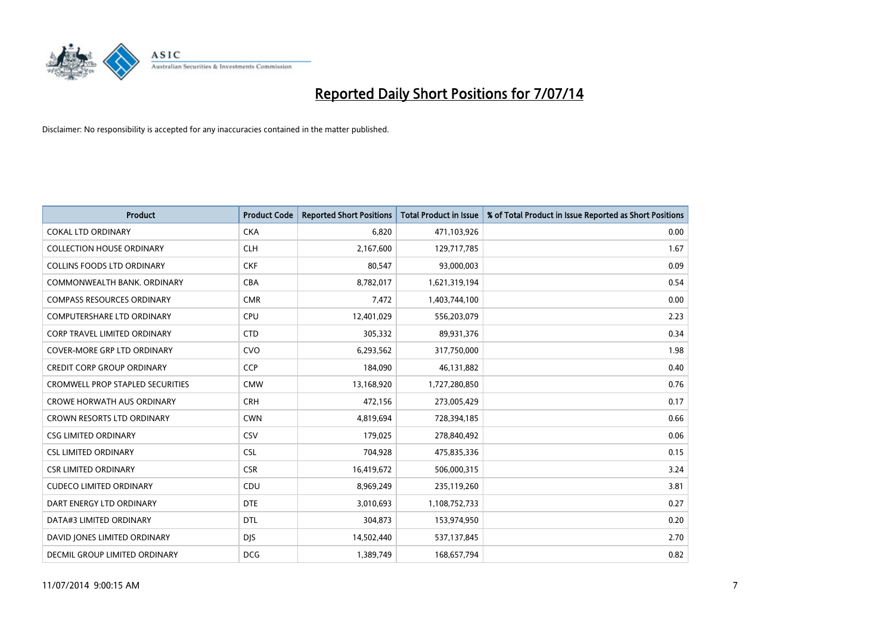# Reported Daily Short Positions for 7/07/14

Disclaimer: No responsibility is accepted for any inaccuracies contained in the matter published.

| Product | Product Code | Reported Short Positions | Total Product in Issue | % of Total Product in Issue Reported as Short Positions |
|---|---|---|---|---|
| COKAL LTD ORDINARY | CKA | 6,820 | 471,103,926 | 0.00 |
| COLLECTION HOUSE ORDINARY | CLH | 2,167,600 | 129,717,785 | 1.67 |
| COLLINS FOODS LTD ORDINARY | CKF | 80,547 | 93,000,003 | 0.09 |
| COMMONWEALTH BANK. ORDINARY | CBA | 8,782,017 | 1,621,319,194 | 0.54 |
| COMPASS RESOURCES ORDINARY | CMR | 7,472 | 1,403,744,100 | 0.00 |
| COMPUTERSHARE LTD ORDINARY | CPU | 12,401,029 | 556,203,079 | 2.23 |
| CORP TRAVEL LIMITED ORDINARY | CTD | 305,332 | 89,931,376 | 0.34 |
| COVER-MORE GRP LTD ORDINARY | CVO | 6,293,562 | 317,750,000 | 1.98 |
| CREDIT CORP GROUP ORDINARY | CCP | 184,090 | 46,131,882 | 0.40 |
| CROMWELL PROP STAPLED SECURITIES | CMW | 13,168,920 | 1,727,280,850 | 0.76 |
| CROWE HORWATH AUS ORDINARY | CRH | 472,156 | 273,005,429 | 0.17 |
| CROWN RESORTS LTD ORDINARY | CWN | 4,819,694 | 728,394,185 | 0.66 |
| CSG LIMITED ORDINARY | CSV | 179,025 | 278,840,492 | 0.06 |
| CSL LIMITED ORDINARY | CSL | 704,928 | 475,835,336 | 0.15 |
| CSR LIMITED ORDINARY | CSR | 16,419,672 | 506,000,315 | 3.24 |
| CUDECO LIMITED ORDINARY | CDU | 8,969,249 | 235,119,260 | 3.81 |
| DART ENERGY LTD ORDINARY | DTE | 3,010,693 | 1,108,752,733 | 0.27 |
| DATA#3 LIMITED ORDINARY | DTL | 304,873 | 153,974,950 | 0.20 |
| DAVID JONES LIMITED ORDINARY | DJS | 14,502,440 | 537,137,845 | 2.70 |
| DECMIL GROUP LIMITED ORDINARY | DCG | 1,389,749 | 168,657,794 | 0.82 |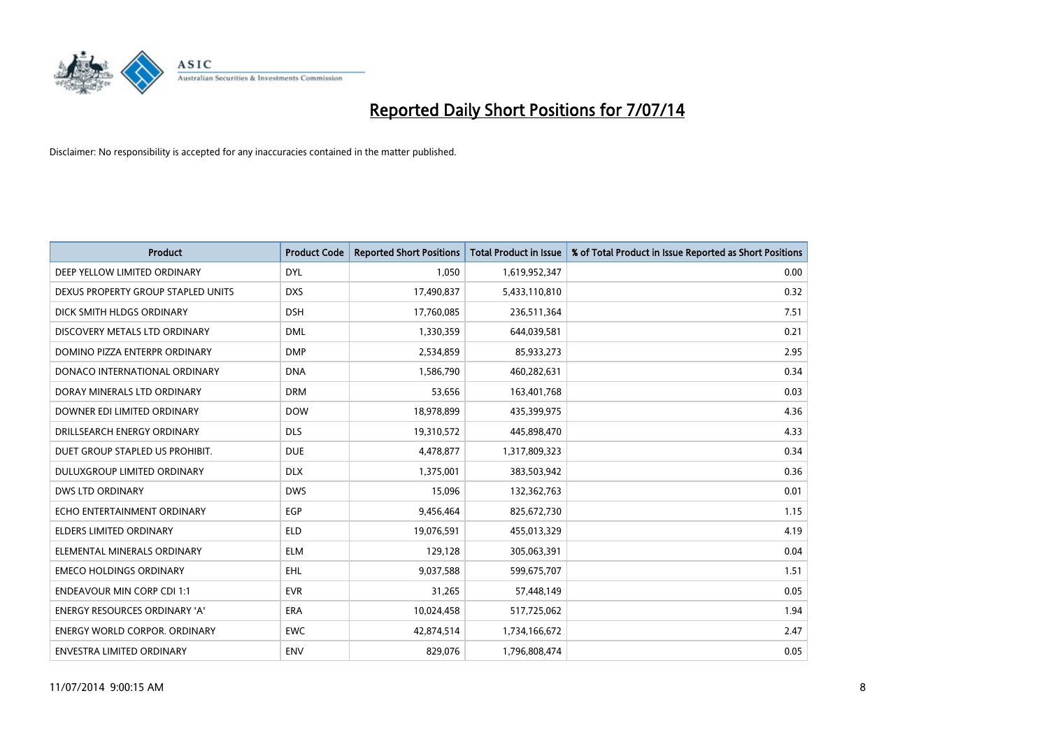# Reported Daily Short Positions for 7/07/14

Disclaimer: No responsibility is accepted for any inaccuracies contained in the matter published.

| Product | Product Code | Reported Short Positions | Total Product in Issue | % of Total Product in Issue Reported as Short Positions |
| --- | --- | --- | --- | --- |
| DEEP YELLOW LIMITED ORDINARY | DYL | 1,050 | 1,619,952,347 | 0.00 |
| DEXUS PROPERTY GROUP STAPLED UNITS | DXS | 17,490,837 | 5,433,110,810 | 0.32 |
| DICK SMITH HLDGS ORDINARY | DSH | 17,760,085 | 236,511,364 | 7.51 |
| DISCOVERY METALS LTD ORDINARY | DML | 1,330,359 | 644,039,581 | 0.21 |
| DOMINO PIZZA ENTERPR ORDINARY | DMP | 2,534,859 | 85,933,273 | 2.95 |
| DONACO INTERNATIONAL ORDINARY | DNA | 1,586,790 | 460,282,631 | 0.34 |
| DORAY MINERALS LTD ORDINARY | DRM | 53,656 | 163,401,768 | 0.03 |
| DOWNER EDI LIMITED ORDINARY | DOW | 18,978,899 | 435,399,975 | 4.36 |
| DRILLSEARCH ENERGY ORDINARY | DLS | 19,310,572 | 445,898,470 | 4.33 |
| DUET GROUP STAPLED US PROHIBIT. | DUE | 4,478,877 | 1,317,809,323 | 0.34 |
| DULUXGROUP LIMITED ORDINARY | DLX | 1,375,001 | 383,503,942 | 0.36 |
| DWS LTD ORDINARY | DWS | 15,096 | 132,362,763 | 0.01 |
| ECHO ENTERTAINMENT ORDINARY | EGP | 9,456,464 | 825,672,730 | 1.15 |
| ELDERS LIMITED ORDINARY | ELD | 19,076,591 | 455,013,329 | 4.19 |
| ELEMENTAL MINERALS ORDINARY | ELM | 129,128 | 305,063,391 | 0.04 |
| EMECO HOLDINGS ORDINARY | EHL | 9,037,588 | 599,675,707 | 1.51 |
| ENDEAVOUR MIN CORP CDI 1:1 | EVR | 31,265 | 57,448,149 | 0.05 |
| ENERGY RESOURCES ORDINARY 'A' | ERA | 10,024,458 | 517,725,062 | 1.94 |
| ENERGY WORLD CORPOR. ORDINARY | EWC | 42,874,514 | 1,734,166,672 | 2.47 |
| ENVESTRA LIMITED ORDINARY | ENV | 829,076 | 1,796,808,474 | 0.05 |

11/07/2014 9:00:15 AM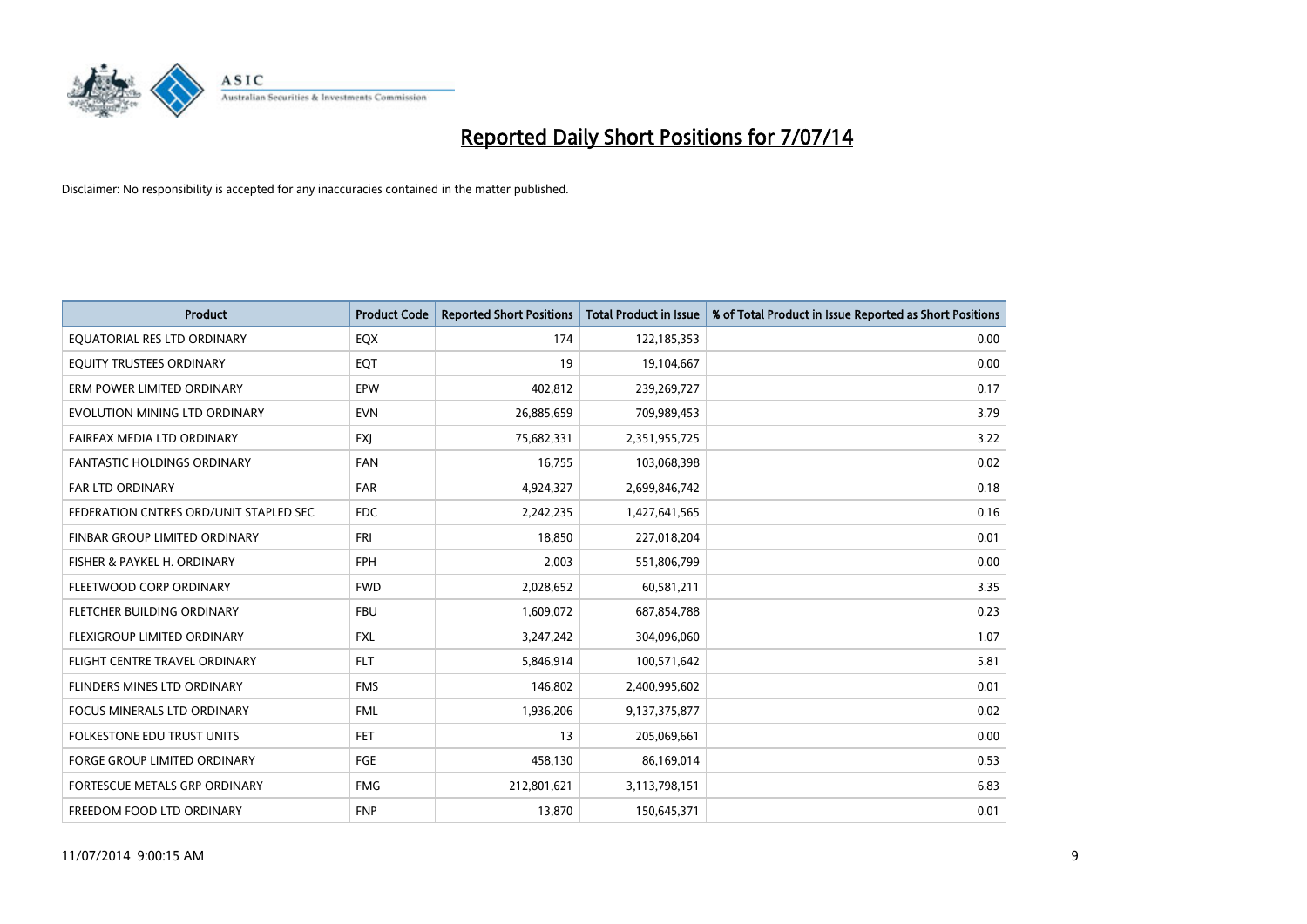# Reported Daily Short Positions for 7/07/14

Disclaimer: No responsibility is accepted for any inaccuracies contained in the matter published.

| Product | Product Code | Reported Short Positions | Total Product in Issue | % of Total Product in Issue Reported as Short Positions |
|---|---|---|---|---|
| EQUATORIAL RES LTD ORDINARY | EQX | 174 | 122,185,353 | 0.00 |
| EQUITY TRUSTEES ORDINARY | EQT | 19 | 19,104,667 | 0.00 |
| ERM POWER LIMITED ORDINARY | EPW | 402,812 | 239,269,727 | 0.17 |
| EVOLUTION MINING LTD ORDINARY | EVN | 26,885,659 | 709,989,453 | 3.79 |
| FAIRFAX MEDIA LTD ORDINARY | FXJ | 75,682,331 | 2,351,955,725 | 3.22 |
| FANTASTIC HOLDINGS ORDINARY | FAN | 16,755 | 103,068,398 | 0.02 |
| FAR LTD ORDINARY | FAR | 4,924,327 | 2,699,846,742 | 0.18 |
| FEDERATION CNTRES ORD/UNIT STAPLED SEC | FDC | 2,242,235 | 1,427,641,565 | 0.16 |
| FINBAR GROUP LIMITED ORDINARY | FRI | 18,850 | 227,018,204 | 0.01 |
| FISHER & PAYKEL H. ORDINARY | FPH | 2,003 | 551,806,799 | 0.00 |
| FLEETWOOD CORP ORDINARY | FWD | 2,028,652 | 60,581,211 | 3.35 |
| FLETCHER BUILDING ORDINARY | FBU | 1,609,072 | 687,854,788 | 0.23 |
| FLEXIGROUP LIMITED ORDINARY | FXL | 3,247,242 | 304,096,060 | 1.07 |
| FLIGHT CENTRE TRAVEL ORDINARY | FLT | 5,846,914 | 100,571,642 | 5.81 |
| FLINDERS MINES LTD ORDINARY | FMS | 146,802 | 2,400,995,602 | 0.01 |
| FOCUS MINERALS LTD ORDINARY | FML | 1,936,206 | 9,137,375,877 | 0.02 |
| FOLKESTONE EDU TRUST UNITS | FET | 13 | 205,069,661 | 0.00 |
| FORGE GROUP LIMITED ORDINARY | FGE | 458,130 | 86,169,014 | 0.53 |
| FORTESCUE METALS GRP ORDINARY | FMG | 212,801,621 | 3,113,798,151 | 6.83 |
| FREEDOM FOOD LTD ORDINARY | FNP | 13,870 | 150,645,371 | 0.01 |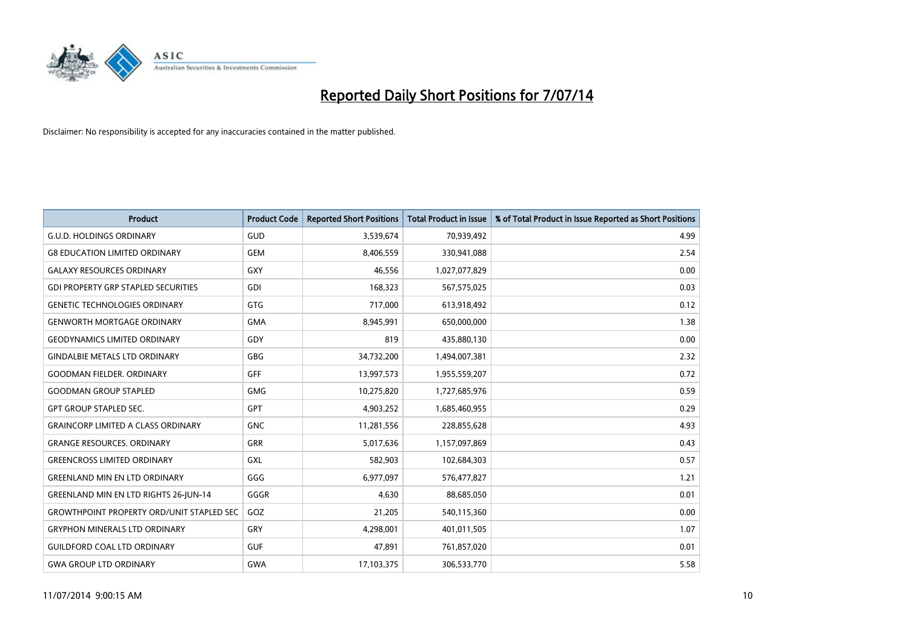# Reported Daily Short Positions for 7/07/14

Disclaimer: No responsibility is accepted for any inaccuracies contained in the matter published.

| Product | Product Code | Reported Short Positions | Total Product in Issue | % of Total Product in Issue Reported as Short Positions |
|---|---|---|---|---|
| G.U.D. HOLDINGS ORDINARY | GUD | 3,539,674 | 70,939,492 | 4.99 |
| G8 EDUCATION LIMITED ORDINARY | GEM | 8,406,559 | 330,941,088 | 2.54 |
| GALAXY RESOURCES ORDINARY | GXY | 46,556 | 1,027,077,829 | 0.00 |
| GDI PROPERTY GRP STAPLED SECURITIES | GDI | 168,323 | 567,575,025 | 0.03 |
| GENETIC TECHNOLOGIES ORDINARY | GTG | 717,000 | 613,918,492 | 0.12 |
| GENWORTH MORTGAGE ORDINARY | GMA | 8,945,991 | 650,000,000 | 1.38 |
| GEODYNAMICS LIMITED ORDINARY | GDY | 819 | 435,880,130 | 0.00 |
| GINDALBIE METALS LTD ORDINARY | GBG | 34,732,200 | 1,494,007,381 | 2.32 |
| GOODMAN FIELDER. ORDINARY | GFF | 13,997,573 | 1,955,559,207 | 0.72 |
| GOODMAN GROUP STAPLED | GMG | 10,275,820 | 1,727,685,976 | 0.59 |
| GPT GROUP STAPLED SEC. | GPT | 4,903,252 | 1,685,460,955 | 0.29 |
| GRAINCORP LIMITED A CLASS ORDINARY | GNC | 11,281,556 | 228,855,628 | 4.93 |
| GRANGE RESOURCES. ORDINARY | GRR | 5,017,636 | 1,157,097,869 | 0.43 |
| GREENCROSS LIMITED ORDINARY | GXL | 582,903 | 102,684,303 | 0.57 |
| GREENLAND MIN EN LTD ORDINARY | GGG | 6,977,097 | 576,477,827 | 1.21 |
| GREENLAND MIN EN LTD RIGHTS 26-JUN-14 | GGGR | 4,630 | 88,685,050 | 0.01 |
| GROWTHPOINT PROPERTY ORD/UNIT STAPLED SEC | GOZ | 21,205 | 540,115,360 | 0.00 |
| GRYPHON MINERALS LTD ORDINARY | GRY | 4,298,001 | 401,011,505 | 1.07 |
| GUILDFORD COAL LTD ORDINARY | GUF | 47,891 | 761,857,020 | 0.01 |
| GWA GROUP LTD ORDINARY | GWA | 17,103,375 | 306,533,770 | 5.58 |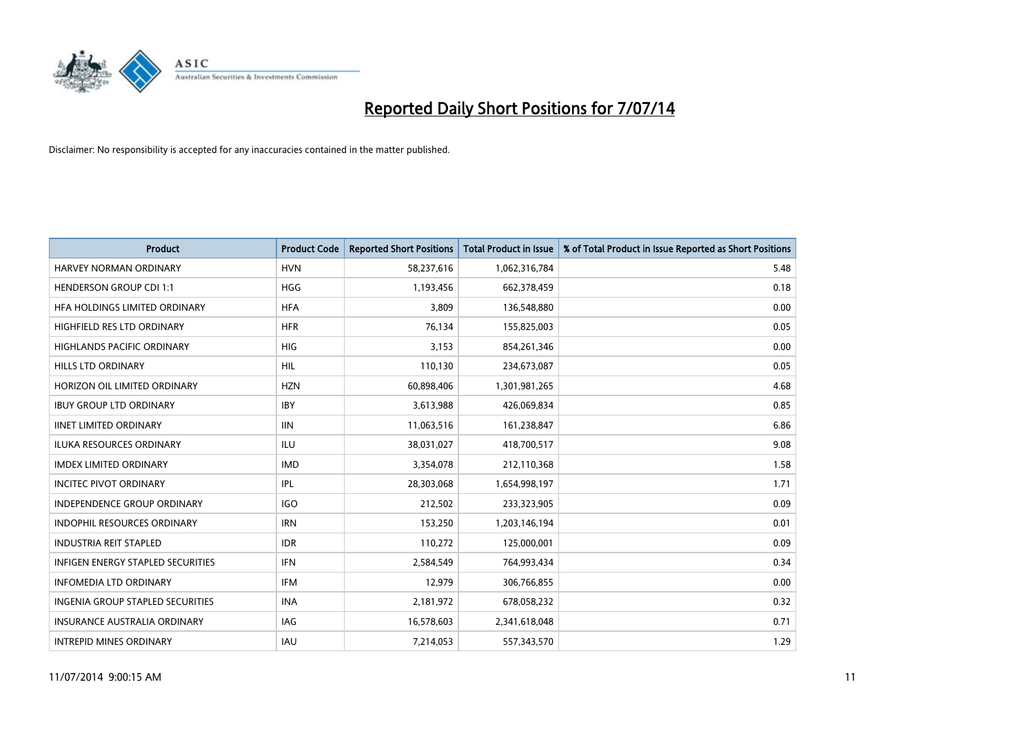# Reported Daily Short Positions for 7/07/14

Disclaimer: No responsibility is accepted for any inaccuracies contained in the matter published.

| Product | Product Code | Reported Short Positions | Total Product in Issue | % of Total Product in Issue Reported as Short Positions |
|---|---|---|---|---|
| HARVEY NORMAN ORDINARY | HVN | 58,237,616 | 1,062,316,784 | 5.48 |
| HENDERSON GROUP CDI 1:1 | HGG | 1,193,456 | 662,378,459 | 0.18 |
| HFA HOLDINGS LIMITED ORDINARY | HFA | 3,809 | 136,548,880 | 0.00 |
| HIGHFIELD RES LTD ORDINARY | HFR | 76,134 | 155,825,003 | 0.05 |
| HIGHLANDS PACIFIC ORDINARY | HIG | 3,153 | 854,261,346 | 0.00 |
| HILLS LTD ORDINARY | HIL | 110,130 | 234,673,087 | 0.05 |
| HORIZON OIL LIMITED ORDINARY | HZN | 60,898,406 | 1,301,981,265 | 4.68 |
| IBUY GROUP LTD ORDINARY | IBY | 3,613,988 | 426,069,834 | 0.85 |
| IINET LIMITED ORDINARY | IIN | 11,063,516 | 161,238,847 | 6.86 |
| ILUKA RESOURCES ORDINARY | ILU | 38,031,027 | 418,700,517 | 9.08 |
| IMDEX LIMITED ORDINARY | IMD | 3,354,078 | 212,110,368 | 1.58 |
| INCITEC PIVOT ORDINARY | IPL | 28,303,068 | 1,654,998,197 | 1.71 |
| INDEPENDENCE GROUP ORDINARY | IGO | 212,502 | 233,323,905 | 0.09 |
| INDOPHIL RESOURCES ORDINARY | IRN | 153,250 | 1,203,146,194 | 0.01 |
| INDUSTRIA REIT STAPLED | IDR | 110,272 | 125,000,001 | 0.09 |
| INFIGEN ENERGY STAPLED SECURITIES | IFN | 2,584,549 | 764,993,434 | 0.34 |
| INFOMEDIA LTD ORDINARY | IFM | 12,979 | 306,766,855 | 0.00 |
| INGENIA GROUP STAPLED SECURITIES | INA | 2,181,972 | 678,058,232 | 0.32 |
| INSURANCE AUSTRALIA ORDINARY | IAG | 16,578,603 | 2,341,618,048 | 0.71 |
| INTREPID MINES ORDINARY | IAU | 7,214,053 | 557,343,570 | 1.29 |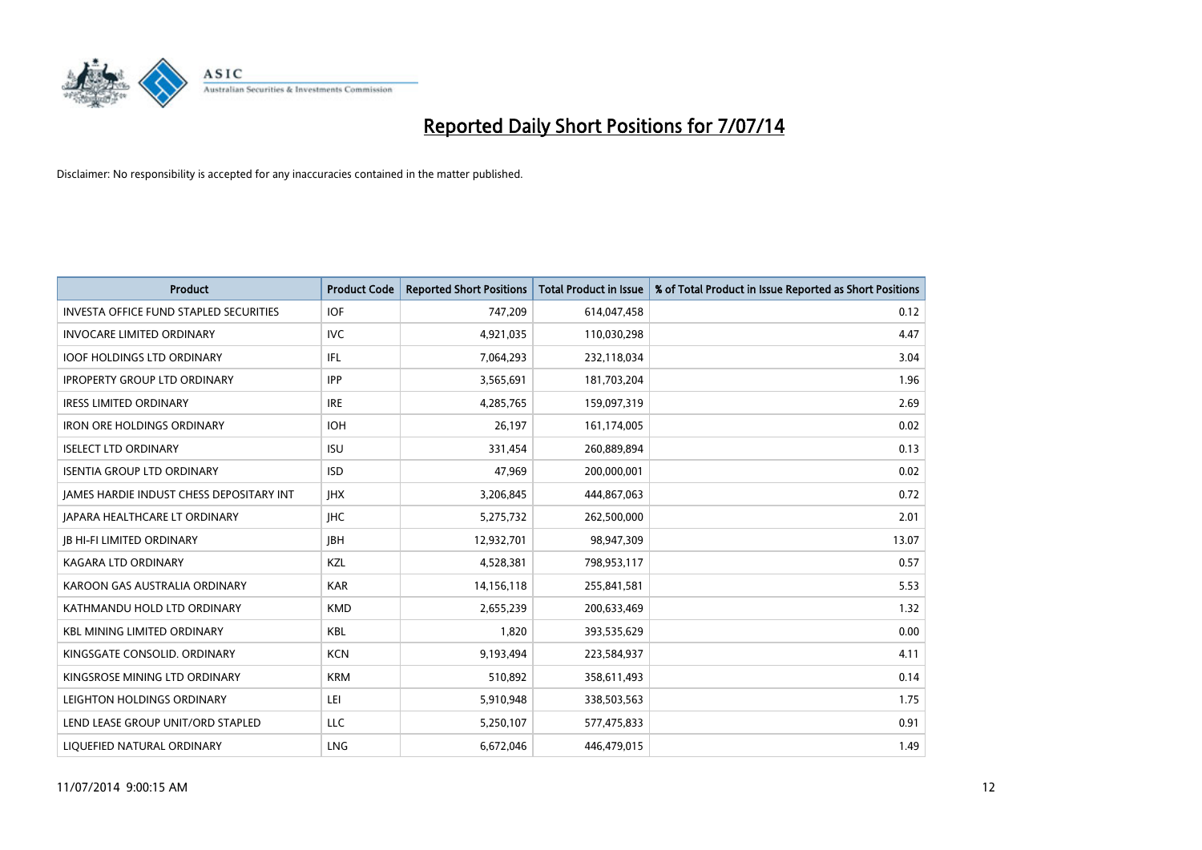# Reported Daily Short Positions for 7/07/14

Disclaimer: No responsibility is accepted for any inaccuracies contained in the matter published.

| Product | Product Code | Reported Short Positions | Total Product in Issue | % of Total Product in Issue Reported as Short Positions |
|---|---|---|---|---|
| INVESTA OFFICE FUND STAPLED SECURITIES | IOF | 747,209 | 614,047,458 | 0.12 |
| INVOCARE LIMITED ORDINARY | IVC | 4,921,035 | 110,030,298 | 4.47 |
| IOOF HOLDINGS LTD ORDINARY | IFL | 7,064,293 | 232,118,034 | 3.04 |
| IPROPERTY GROUP LTD ORDINARY | IPP | 3,565,691 | 181,703,204 | 1.96 |
| IRESS LIMITED ORDINARY | IRE | 4,285,765 | 159,097,319 | 2.69 |
| IRON ORE HOLDINGS ORDINARY | IOH | 26,197 | 161,174,005 | 0.02 |
| ISELECT LTD ORDINARY | ISU | 331,454 | 260,889,894 | 0.13 |
| ISENTIA GROUP LTD ORDINARY | ISD | 47,969 | 200,000,001 | 0.02 |
| JAMES HARDIE INDUST CHESS DEPOSITARY INT | JHX | 3,206,845 | 444,867,063 | 0.72 |
| JAPARA HEALTHCARE LT ORDINARY | JHC | 5,275,732 | 262,500,000 | 2.01 |
| JB HI-FI LIMITED ORDINARY | JBH | 12,932,701 | 98,947,309 | 13.07 |
| KAGARA LTD ORDINARY | KZL | 4,528,381 | 798,953,117 | 0.57 |
| KAROON GAS AUSTRALIA ORDINARY | KAR | 14,156,118 | 255,841,581 | 5.53 |
| KATHMANDU HOLD LTD ORDINARY | KMD | 2,655,239 | 200,633,469 | 1.32 |
| KBL MINING LIMITED ORDINARY | KBL | 1,820 | 393,535,629 | 0.00 |
| KINGSGATE CONSOLID. ORDINARY | KCN | 9,193,494 | 223,584,937 | 4.11 |
| KINGSROSE MINING LTD ORDINARY | KRM | 510,892 | 358,611,493 | 0.14 |
| LEIGHTON HOLDINGS ORDINARY | LEI | 5,910,948 | 338,503,563 | 1.75 |
| LEND LEASE GROUP UNIT/ORD STAPLED | LLC | 5,250,107 | 577,475,833 | 0.91 |
| LIQUEFIED NATURAL ORDINARY | LNG | 6,672,046 | 446,479,015 | 1.49 |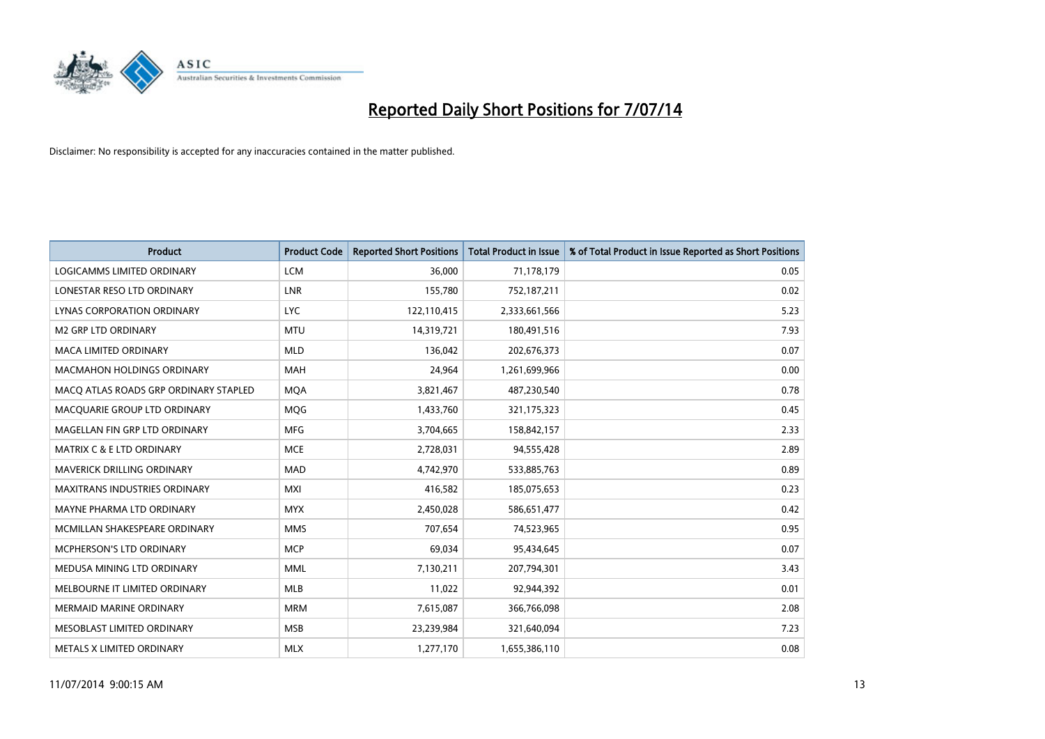# Reported Daily Short Positions for 7/07/14

Disclaimer: No responsibility is accepted for any inaccuracies contained in the matter published.

| Product | Product Code | Reported Short Positions | Total Product in Issue | % of Total Product in Issue Reported as Short Positions |
|---|---|---|---|---|
| LOGICAMMS LIMITED ORDINARY | LCM | 36,000 | 71,178,179 | 0.05 |
| LONESTAR RESO LTD ORDINARY | LNR | 155,780 | 752,187,211 | 0.02 |
| LYNAS CORPORATION ORDINARY | LYC | 122,110,415 | 2,333,661,566 | 5.23 |
| M2 GRP LTD ORDINARY | MTU | 14,319,721 | 180,491,516 | 7.93 |
| MACA LIMITED ORDINARY | MLD | 136,042 | 202,676,373 | 0.07 |
| MACMAHON HOLDINGS ORDINARY | MAH | 24,964 | 1,261,699,966 | 0.00 |
| MACQ ATLAS ROADS GRP ORDINARY STAPLED | MQA | 3,821,467 | 487,230,540 | 0.78 |
| MACQUARIE GROUP LTD ORDINARY | MQG | 1,433,760 | 321,175,323 | 0.45 |
| MAGELLAN FIN GRP LTD ORDINARY | MFG | 3,704,665 | 158,842,157 | 2.33 |
| MATRIX C & E LTD ORDINARY | MCE | 2,728,031 | 94,555,428 | 2.89 |
| MAVERICK DRILLING ORDINARY | MAD | 4,742,970 | 533,885,763 | 0.89 |
| MAXITRANS INDUSTRIES ORDINARY | MXI | 416,582 | 185,075,653 | 0.23 |
| MAYNE PHARMA LTD ORDINARY | MYX | 2,450,028 | 586,651,477 | 0.42 |
| MCMILLAN SHAKESPEARE ORDINARY | MMS | 707,654 | 74,523,965 | 0.95 |
| MCPHERSON'S LTD ORDINARY | MCP | 69,034 | 95,434,645 | 0.07 |
| MEDUSA MINING LTD ORDINARY | MML | 7,130,211 | 207,794,301 | 3.43 |
| MELBOURNE IT LIMITED ORDINARY | MLB | 11,022 | 92,944,392 | 0.01 |
| MERMAID MARINE ORDINARY | MRM | 7,615,087 | 366,766,098 | 2.08 |
| MESOBLAST LIMITED ORDINARY | MSB | 23,239,984 | 321,640,094 | 7.23 |
| METALS X LIMITED ORDINARY | MLX | 1,277,170 | 1,655,386,110 | 0.08 |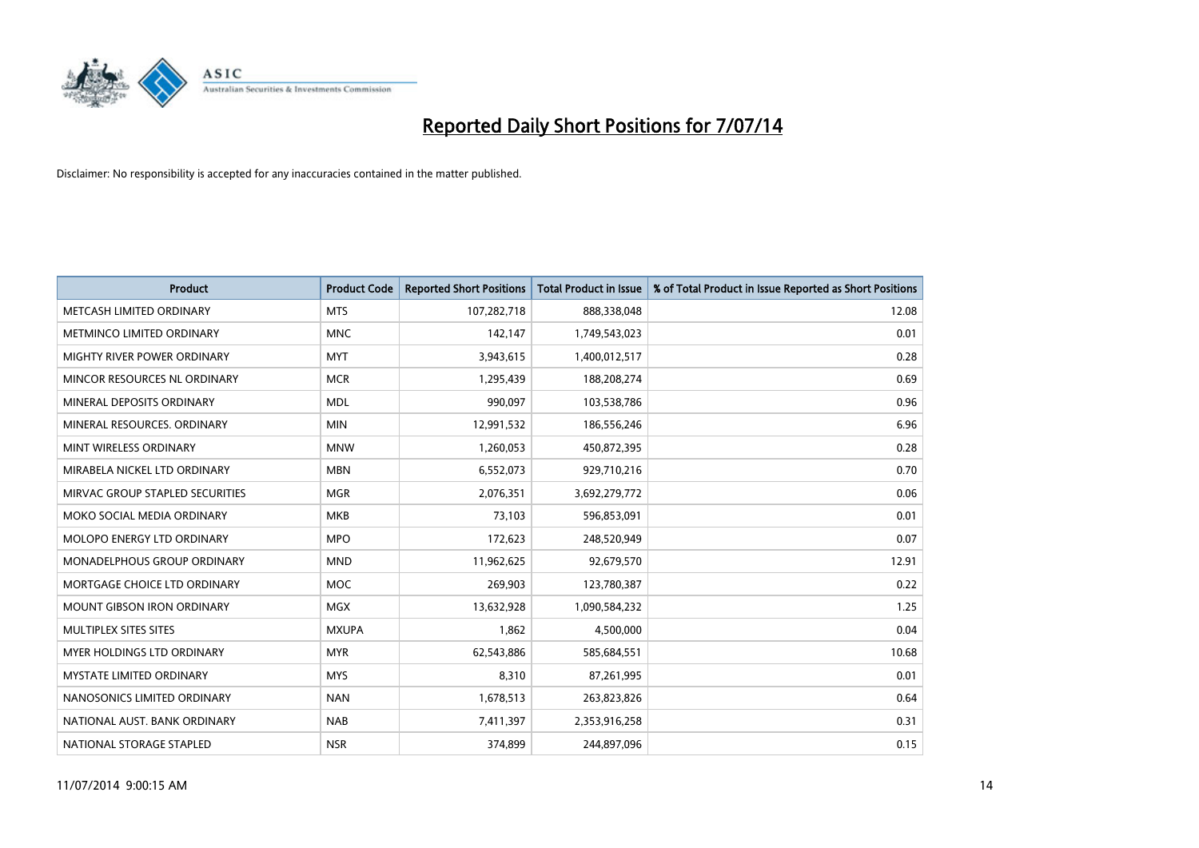# Reported Daily Short Positions for 7/07/14

Disclaimer: No responsibility is accepted for any inaccuracies contained in the matter published.

| Product | Product Code | Reported Short Positions | Total Product in Issue | % of Total Product in Issue Reported as Short Positions |
|---|---|---|---|---|
| METCASH LIMITED ORDINARY | MTS | 107,282,718 | 888,338,048 | 12.08 |
| METMINCO LIMITED ORDINARY | MNC | 142,147 | 1,749,543,023 | 0.01 |
| MIGHTY RIVER POWER ORDINARY | MYT | 3,943,615 | 1,400,012,517 | 0.28 |
| MINCOR RESOURCES NL ORDINARY | MCR | 1,295,439 | 188,208,274 | 0.69 |
| MINERAL DEPOSITS ORDINARY | MDL | 990,097 | 103,538,786 | 0.96 |
| MINERAL RESOURCES. ORDINARY | MIN | 12,991,532 | 186,556,246 | 6.96 |
| MINT WIRELESS ORDINARY | MNW | 1,260,053 | 450,872,395 | 0.28 |
| MIRABELA NICKEL LTD ORDINARY | MBN | 6,552,073 | 929,710,216 | 0.70 |
| MIRVAC GROUP STAPLED SECURITIES | MGR | 2,076,351 | 3,692,279,772 | 0.06 |
| MOKO SOCIAL MEDIA ORDINARY | MKB | 73,103 | 596,853,091 | 0.01 |
| MOLOPO ENERGY LTD ORDINARY | MPO | 172,623 | 248,520,949 | 0.07 |
| MONADELPHOUS GROUP ORDINARY | MND | 11,962,625 | 92,679,570 | 12.91 |
| MORTGAGE CHOICE LTD ORDINARY | MOC | 269,903 | 123,780,387 | 0.22 |
| MOUNT GIBSON IRON ORDINARY | MGX | 13,632,928 | 1,090,584,232 | 1.25 |
| MULTIPLEX SITES SITES | MXUPA | 1,862 | 4,500,000 | 0.04 |
| MYER HOLDINGS LTD ORDINARY | MYR | 62,543,886 | 585,684,551 | 10.68 |
| MYSTATE LIMITED ORDINARY | MYS | 8,310 | 87,261,995 | 0.01 |
| NANOSONICS LIMITED ORDINARY | NAN | 1,678,513 | 263,823,826 | 0.64 |
| NATIONAL AUST. BANK ORDINARY | NAB | 7,411,397 | 2,353,916,258 | 0.31 |
| NATIONAL STORAGE STAPLED | NSR | 374,899 | 244,897,096 | 0.15 |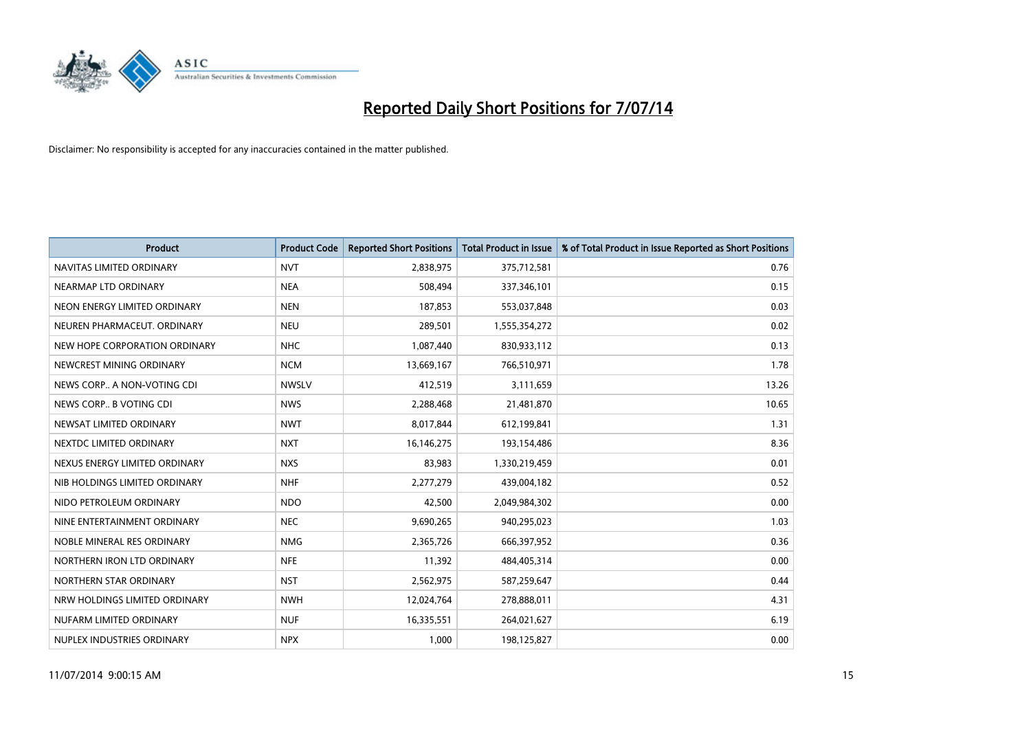# Reported Daily Short Positions for 7/07/14

Disclaimer: No responsibility is accepted for any inaccuracies contained in the matter published.

| Product | Product Code | Reported Short Positions | Total Product in Issue | % of Total Product in Issue Reported as Short Positions |
| --- | --- | --- | --- | --- |
| NAVITAS LIMITED ORDINARY | NVT | 2,838,975 | 375,712,581 | 0.76 |
| NEARMAP LTD ORDINARY | NEA | 508,494 | 337,346,101 | 0.15 |
| NEON ENERGY LIMITED ORDINARY | NEN | 187,853 | 553,037,848 | 0.03 |
| NEUREN PHARMACEUT. ORDINARY | NEU | 289,501 | 1,555,354,272 | 0.02 |
| NEW HOPE CORPORATION ORDINARY | NHC | 1,087,440 | 830,933,112 | 0.13 |
| NEWCREST MINING ORDINARY | NCM | 13,669,167 | 766,510,971 | 1.78 |
| NEWS CORP.. A NON-VOTING CDI | NWSLV | 412,519 | 3,111,659 | 13.26 |
| NEWS CORP.. B VOTING CDI | NWS | 2,288,468 | 21,481,870 | 10.65 |
| NEWSAT LIMITED ORDINARY | NWT | 8,017,844 | 612,199,841 | 1.31 |
| NEXTDC LIMITED ORDINARY | NXT | 16,146,275 | 193,154,486 | 8.36 |
| NEXUS ENERGY LIMITED ORDINARY | NXS | 83,983 | 1,330,219,459 | 0.01 |
| NIB HOLDINGS LIMITED ORDINARY | NHF | 2,277,279 | 439,004,182 | 0.52 |
| NIDO PETROLEUM ORDINARY | NDO | 42,500 | 2,049,984,302 | 0.00 |
| NINE ENTERTAINMENT ORDINARY | NEC | 9,690,265 | 940,295,023 | 1.03 |
| NOBLE MINERAL RES ORDINARY | NMG | 2,365,726 | 666,397,952 | 0.36 |
| NORTHERN IRON LTD ORDINARY | NFE | 11,392 | 484,405,314 | 0.00 |
| NORTHERN STAR ORDINARY | NST | 2,562,975 | 587,259,647 | 0.44 |
| NRW HOLDINGS LIMITED ORDINARY | NWH | 12,024,764 | 278,888,011 | 4.31 |
| NUFARM LIMITED ORDINARY | NUF | 16,335,551 | 264,021,627 | 6.19 |
| NUPLEX INDUSTRIES ORDINARY | NPX | 1,000 | 198,125,827 | 0.00 |

11/07/2014 9:00:15 AM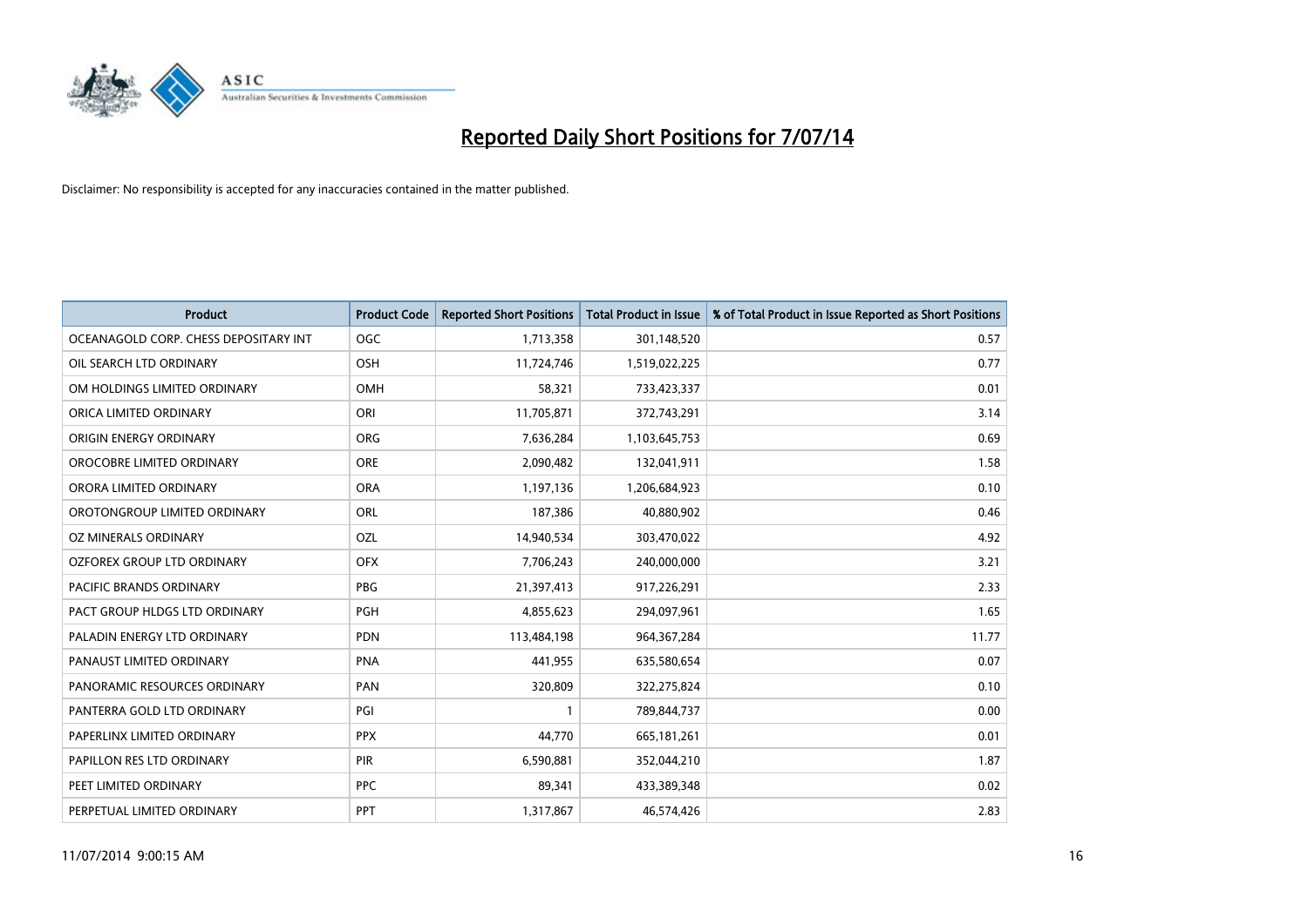# Reported Daily Short Positions for 7/07/14

Disclaimer: No responsibility is accepted for any inaccuracies contained in the matter published.

| Product | Product Code | Reported Short Positions | Total Product in Issue | % of Total Product in Issue Reported as Short Positions |
|---|---|---|---|---|
| OCEANAGOLD CORP. CHESS DEPOSITARY INT | OGC | 1,713,358 | 301,148,520 | 0.57 |
| OIL SEARCH LTD ORDINARY | OSH | 11,724,746 | 1,519,022,225 | 0.77 |
| OM HOLDINGS LIMITED ORDINARY | OMH | 58,321 | 733,423,337 | 0.01 |
| ORICA LIMITED ORDINARY | ORI | 11,705,871 | 372,743,291 | 3.14 |
| ORIGIN ENERGY ORDINARY | ORG | 7,636,284 | 1,103,645,753 | 0.69 |
| OROCOBRE LIMITED ORDINARY | ORE | 2,090,482 | 132,041,911 | 1.58 |
| ORORA LIMITED ORDINARY | ORA | 1,197,136 | 1,206,684,923 | 0.10 |
| OROTONGROUP LIMITED ORDINARY | ORL | 187,386 | 40,880,902 | 0.46 |
| OZ MINERALS ORDINARY | OZL | 14,940,534 | 303,470,022 | 4.92 |
| OZFOREX GROUP LTD ORDINARY | OFX | 7,706,243 | 240,000,000 | 3.21 |
| PACIFIC BRANDS ORDINARY | PBG | 21,397,413 | 917,226,291 | 2.33 |
| PACT GROUP HLDGS LTD ORDINARY | PGH | 4,855,623 | 294,097,961 | 1.65 |
| PALADIN ENERGY LTD ORDINARY | PDN | 113,484,198 | 964,367,284 | 11.77 |
| PANAUST LIMITED ORDINARY | PNA | 441,955 | 635,580,654 | 0.07 |
| PANORAMIC RESOURCES ORDINARY | PAN | 320,809 | 322,275,824 | 0.10 |
| PANTERRA GOLD LTD ORDINARY | PGI | 1 | 789,844,737 | 0.00 |
| PAPERLINX LIMITED ORDINARY | PPX | 44,770 | 665,181,261 | 0.01 |
| PAPILLON RES LTD ORDINARY | PIR | 6,590,881 | 352,044,210 | 1.87 |
| PEET LIMITED ORDINARY | PPC | 89,341 | 433,389,348 | 0.02 |
| PERPETUAL LIMITED ORDINARY | PPT | 1,317,867 | 46,574,426 | 2.83 |

11/07/2014 9:00:15 AM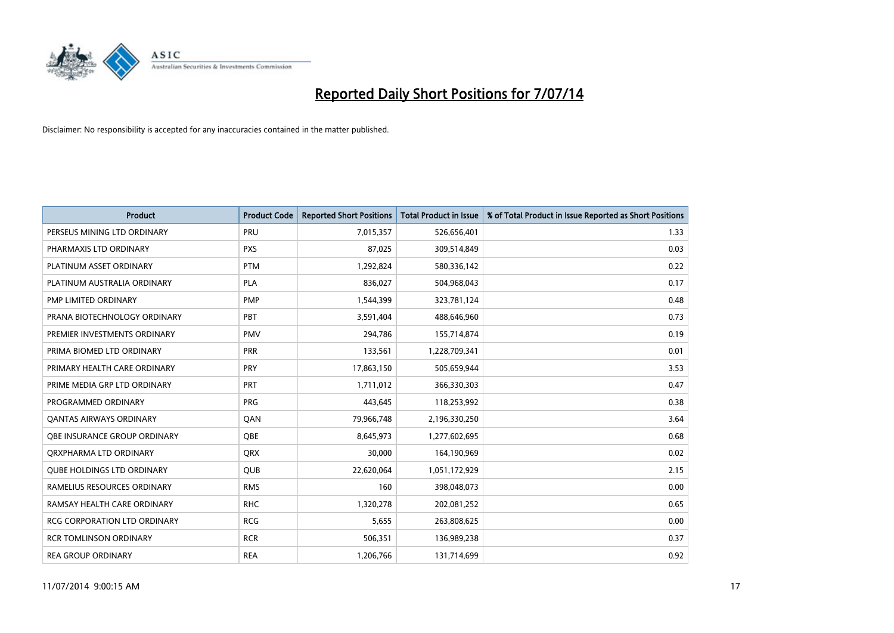# Reported Daily Short Positions for 7/07/14

Disclaimer: No responsibility is accepted for any inaccuracies contained in the matter published.

| Product | Product Code | Reported Short Positions | Total Product in Issue | % of Total Product in Issue Reported as Short Positions |
|---|---|---|---|---|
| PERSEUS MINING LTD ORDINARY | PRU | 7,015,357 | 526,656,401 | 1.33 |
| PHARMAXIS LTD ORDINARY | PXS | 87,025 | 309,514,849 | 0.03 |
| PLATINUM ASSET ORDINARY | PTM | 1,292,824 | 580,336,142 | 0.22 |
| PLATINUM AUSTRALIA ORDINARY | PLA | 836,027 | 504,968,043 | 0.17 |
| PMP LIMITED ORDINARY | PMP | 1,544,399 | 323,781,124 | 0.48 |
| PRANA BIOTECHNOLOGY ORDINARY | PBT | 3,591,404 | 488,646,960 | 0.73 |
| PREMIER INVESTMENTS ORDINARY | PMV | 294,786 | 155,714,874 | 0.19 |
| PRIMA BIOMED LTD ORDINARY | PRR | 133,561 | 1,228,709,341 | 0.01 |
| PRIMARY HEALTH CARE ORDINARY | PRY | 17,863,150 | 505,659,944 | 3.53 |
| PRIME MEDIA GRP LTD ORDINARY | PRT | 1,711,012 | 366,330,303 | 0.47 |
| PROGRAMMED ORDINARY | PRG | 443,645 | 118,253,992 | 0.38 |
| QANTAS AIRWAYS ORDINARY | QAN | 79,966,748 | 2,196,330,250 | 3.64 |
| QBE INSURANCE GROUP ORDINARY | QBE | 8,645,973 | 1,277,602,695 | 0.68 |
| QRXPHARMA LTD ORDINARY | QRX | 30,000 | 164,190,969 | 0.02 |
| QUBE HOLDINGS LTD ORDINARY | QUB | 22,620,064 | 1,051,172,929 | 2.15 |
| RAMELIUS RESOURCES ORDINARY | RMS | 160 | 398,048,073 | 0.00 |
| RAMSAY HEALTH CARE ORDINARY | RHC | 1,320,278 | 202,081,252 | 0.65 |
| RCG CORPORATION LTD ORDINARY | RCG | 5,655 | 263,808,625 | 0.00 |
| RCR TOMLINSON ORDINARY | RCR | 506,351 | 136,989,238 | 0.37 |
| REA GROUP ORDINARY | REA | 1,206,766 | 131,714,699 | 0.92 |

11/07/2014 9:00:15 AM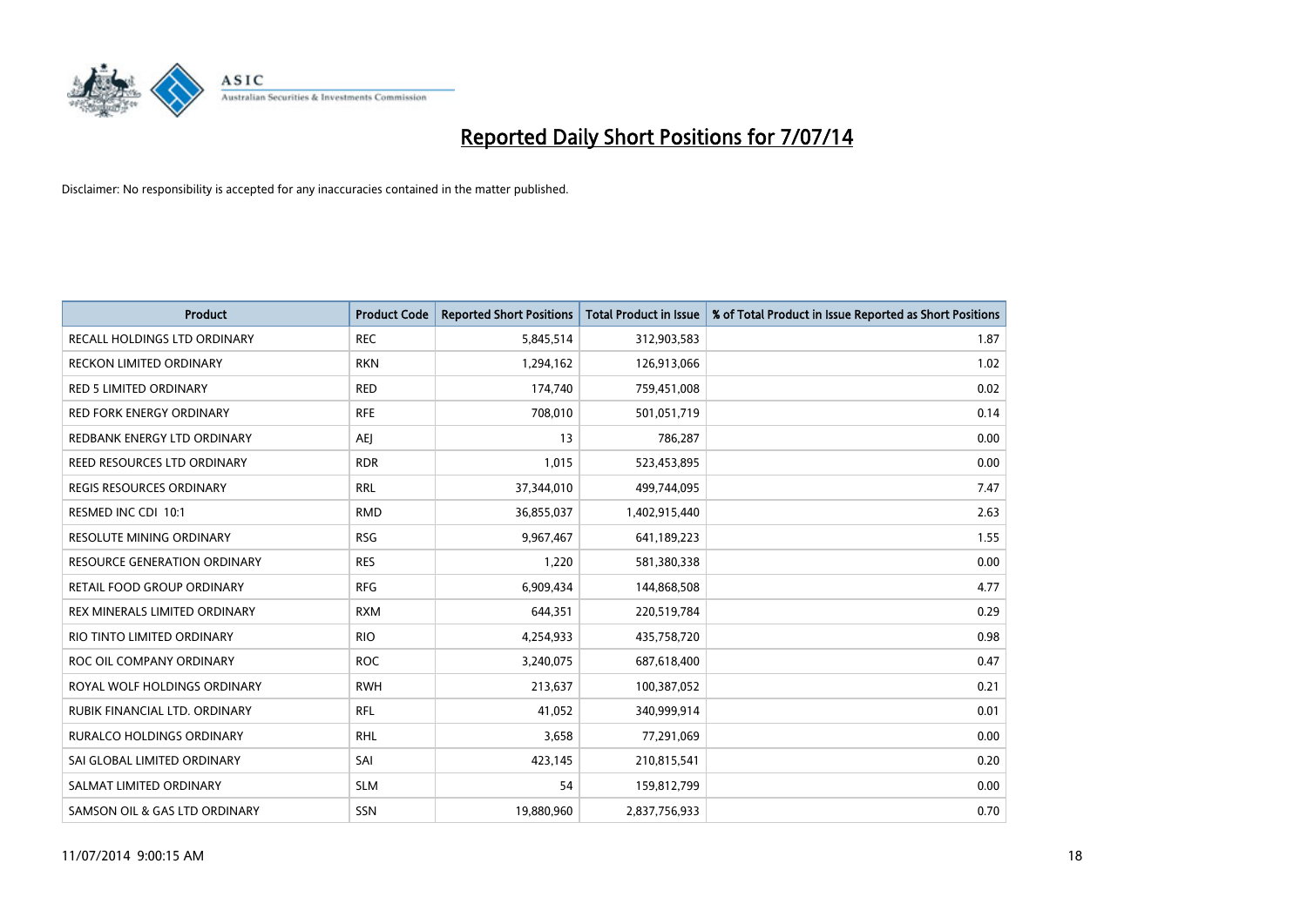# Reported Daily Short Positions for 7/07/14

Disclaimer: No responsibility is accepted for any inaccuracies contained in the matter published.

| Product | Product Code | Reported Short Positions | Total Product in Issue | % of Total Product in Issue Reported as Short Positions |
|---|---|---|---|---|
| RECALL HOLDINGS LTD ORDINARY | REC | 5,845,514 | 312,903,583 | 1.87 |
| RECKON LIMITED ORDINARY | RKN | 1,294,162 | 126,913,066 | 1.02 |
| RED 5 LIMITED ORDINARY | RED | 174,740 | 759,451,008 | 0.02 |
| RED FORK ENERGY ORDINARY | RFE | 708,010 | 501,051,719 | 0.14 |
| REDBANK ENERGY LTD ORDINARY | AEJ | 13 | 786,287 | 0.00 |
| REED RESOURCES LTD ORDINARY | RDR | 1,015 | 523,453,895 | 0.00 |
| REGIS RESOURCES ORDINARY | RRL | 37,344,010 | 499,744,095 | 7.47 |
| RESMED INC CDI 10:1 | RMD | 36,855,037 | 1,402,915,440 | 2.63 |
| RESOLUTE MINING ORDINARY | RSG | 9,967,467 | 641,189,223 | 1.55 |
| RESOURCE GENERATION ORDINARY | RES | 1,220 | 581,380,338 | 0.00 |
| RETAIL FOOD GROUP ORDINARY | RFG | 6,909,434 | 144,868,508 | 4.77 |
| REX MINERALS LIMITED ORDINARY | RXM | 644,351 | 220,519,784 | 0.29 |
| RIO TINTO LIMITED ORDINARY | RIO | 4,254,933 | 435,758,720 | 0.98 |
| ROC OIL COMPANY ORDINARY | ROC | 3,240,075 | 687,618,400 | 0.47 |
| ROYAL WOLF HOLDINGS ORDINARY | RWH | 213,637 | 100,387,052 | 0.21 |
| RUBIK FINANCIAL LTD. ORDINARY | RFL | 41,052 | 340,999,914 | 0.01 |
| RURALCO HOLDINGS ORDINARY | RHL | 3,658 | 77,291,069 | 0.00 |
| SAI GLOBAL LIMITED ORDINARY | SAI | 423,145 | 210,815,541 | 0.20 |
| SALMAT LIMITED ORDINARY | SLM | 54 | 159,812,799 | 0.00 |
| SAMSON OIL & GAS LTD ORDINARY | SSN | 19,880,960 | 2,837,756,933 | 0.70 |

11/07/2014 9:00:15 AM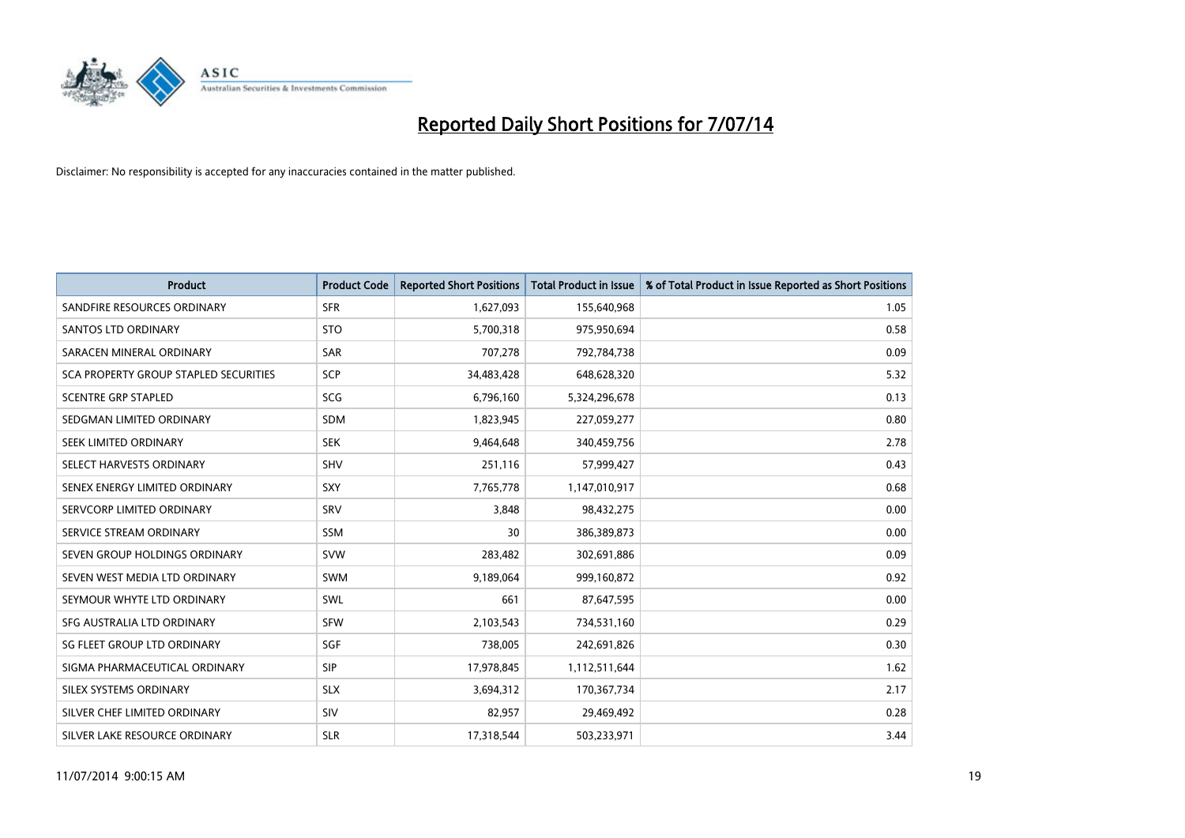# Reported Daily Short Positions for 7/07/14

Disclaimer: No responsibility is accepted for any inaccuracies contained in the matter published.

| Product | Product Code | Reported Short Positions | Total Product in Issue | % of Total Product in Issue Reported as Short Positions |
|---|---|---|---|---|
| SANDFIRE RESOURCES ORDINARY | SFR | 1,627,093 | 155,640,968 | 1.05 |
| SANTOS LTD ORDINARY | STO | 5,700,318 | 975,950,694 | 0.58 |
| SARACEN MINERAL ORDINARY | SAR | 707,278 | 792,784,738 | 0.09 |
| SCA PROPERTY GROUP STAPLED SECURITIES | SCP | 34,483,428 | 648,628,320 | 5.32 |
| SCENTRE GRP STAPLED | SCG | 6,796,160 | 5,324,296,678 | 0.13 |
| SEDGMAN LIMITED ORDINARY | SDM | 1,823,945 | 227,059,277 | 0.80 |
| SEEK LIMITED ORDINARY | SEK | 9,464,648 | 340,459,756 | 2.78 |
| SELECT HARVESTS ORDINARY | SHV | 251,116 | 57,999,427 | 0.43 |
| SENEX ENERGY LIMITED ORDINARY | SXY | 7,765,778 | 1,147,010,917 | 0.68 |
| SERVCORP LIMITED ORDINARY | SRV | 3,848 | 98,432,275 | 0.00 |
| SERVICE STREAM ORDINARY | SSM | 30 | 386,389,873 | 0.00 |
| SEVEN GROUP HOLDINGS ORDINARY | SVW | 283,482 | 302,691,886 | 0.09 |
| SEVEN WEST MEDIA LTD ORDINARY | SWM | 9,189,064 | 999,160,872 | 0.92 |
| SEYMOUR WHYTE LTD ORDINARY | SWL | 661 | 87,647,595 | 0.00 |
| SFG AUSTRALIA LTD ORDINARY | SFW | 2,103,543 | 734,531,160 | 0.29 |
| SG FLEET GROUP LTD ORDINARY | SGF | 738,005 | 242,691,826 | 0.30 |
| SIGMA PHARMACEUTICAL ORDINARY | SIP | 17,978,845 | 1,112,511,644 | 1.62 |
| SILEX SYSTEMS ORDINARY | SLX | 3,694,312 | 170,367,734 | 2.17 |
| SILVER CHEF LIMITED ORDINARY | SIV | 82,957 | 29,469,492 | 0.28 |
| SILVER LAKE RESOURCE ORDINARY | SLR | 17,318,544 | 503,233,971 | 3.44 |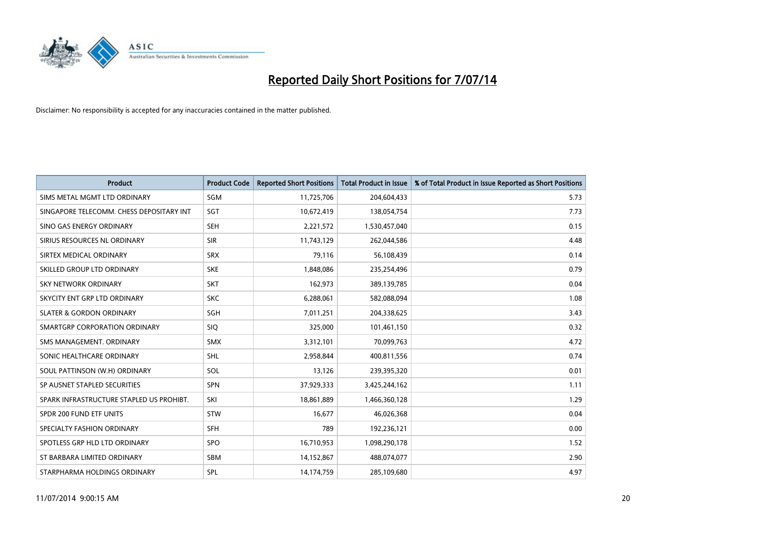# Reported Daily Short Positions for 7/07/14

Disclaimer: No responsibility is accepted for any inaccuracies contained in the matter published.

| Product | Product Code | Reported Short Positions | Total Product in Issue | % of Total Product in Issue Reported as Short Positions |
|---|---|---|---|---|
| SIMS METAL MGMT LTD ORDINARY | SGM | 11,725,706 | 204,604,433 | 5.73 |
| SINGAPORE TELECOMM. CHESS DEPOSITARY INT | SGT | 10,672,419 | 138,054,754 | 7.73 |
| SINO GAS ENERGY ORDINARY | SEH | 2,221,572 | 1,530,457,040 | 0.15 |
| SIRIUS RESOURCES NL ORDINARY | SIR | 11,743,129 | 262,044,586 | 4.48 |
| SIRTEX MEDICAL ORDINARY | SRX | 79,116 | 56,108,439 | 0.14 |
| SKILLED GROUP LTD ORDINARY | SKE | 1,848,086 | 235,254,496 | 0.79 |
| SKY NETWORK ORDINARY | SKT | 162,973 | 389,139,785 | 0.04 |
| SKYCITY ENT GRP LTD ORDINARY | SKC | 6,288,061 | 582,088,094 | 1.08 |
| SLATER & GORDON ORDINARY | SGH | 7,011,251 | 204,338,625 | 3.43 |
| SMARTGRP CORPORATION ORDINARY | SIQ | 325,000 | 101,461,150 | 0.32 |
| SMS MANAGEMENT. ORDINARY | SMX | 3,312,101 | 70,099,763 | 4.72 |
| SONIC HEALTHCARE ORDINARY | SHL | 2,958,844 | 400,811,556 | 0.74 |
| SOUL PATTINSON (W.H) ORDINARY | SOL | 13,126 | 239,395,320 | 0.01 |
| SP AUSNET STAPLED SECURITIES | SPN | 37,929,333 | 3,425,244,162 | 1.11 |
| SPARK INFRASTRUCTURE STAPLED US PROHIBT. | SKI | 18,861,889 | 1,466,360,128 | 1.29 |
| SPDR 200 FUND ETF UNITS | STW | 16,677 | 46,026,368 | 0.04 |
| SPECIALTY FASHION ORDINARY | SFH | 789 | 192,236,121 | 0.00 |
| SPOTLESS GRP HLD LTD ORDINARY | SPO | 16,710,953 | 1,098,290,178 | 1.52 |
| ST BARBARA LIMITED ORDINARY | SBM | 14,152,867 | 488,074,077 | 2.90 |
| STARPHARMA HOLDINGS ORDINARY | SPL | 14,174,759 | 285,109,680 | 4.97 |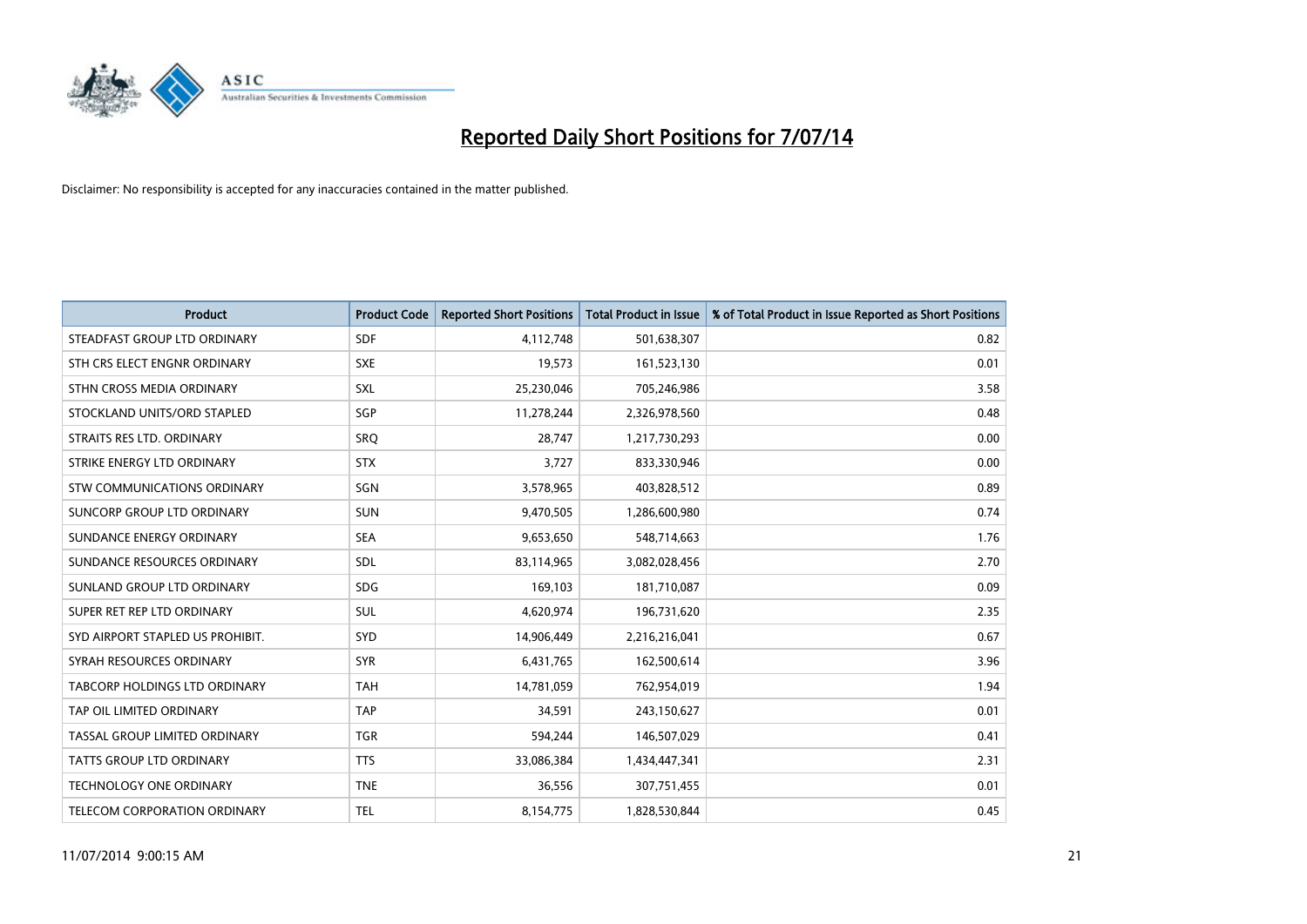# Reported Daily Short Positions for 7/07/14

Disclaimer: No responsibility is accepted for any inaccuracies contained in the matter published.

| Product | Product Code | Reported Short Positions | Total Product in Issue | % of Total Product in Issue Reported as Short Positions |
|---|---|---|---|---|
| STEADFAST GROUP LTD ORDINARY | SDF | 4,112,748 | 501,638,307 | 0.82 |
| STH CRS ELECT ENGNR ORDINARY | SXE | 19,573 | 161,523,130 | 0.01 |
| STHN CROSS MEDIA ORDINARY | SXL | 25,230,046 | 705,246,986 | 3.58 |
| STOCKLAND UNITS/ORD STAPLED | SGP | 11,278,244 | 2,326,978,560 | 0.48 |
| STRAITS RES LTD. ORDINARY | SRQ | 28,747 | 1,217,730,293 | 0.00 |
| STRIKE ENERGY LTD ORDINARY | STX | 3,727 | 833,330,946 | 0.00 |
| STW COMMUNICATIONS ORDINARY | SGN | 3,578,965 | 403,828,512 | 0.89 |
| SUNCORP GROUP LTD ORDINARY | SUN | 9,470,505 | 1,286,600,980 | 0.74 |
| SUNDANCE ENERGY ORDINARY | SEA | 9,653,650 | 548,714,663 | 1.76 |
| SUNDANCE RESOURCES ORDINARY | SDL | 83,114,965 | 3,082,028,456 | 2.70 |
| SUNLAND GROUP LTD ORDINARY | SDG | 169,103 | 181,710,087 | 0.09 |
| SUPER RET REP LTD ORDINARY | SUL | 4,620,974 | 196,731,620 | 2.35 |
| SYD AIRPORT STAPLED US PROHIBIT. | SYD | 14,906,449 | 2,216,216,041 | 0.67 |
| SYRAH RESOURCES ORDINARY | SYR | 6,431,765 | 162,500,614 | 3.96 |
| TABCORP HOLDINGS LTD ORDINARY | TAH | 14,781,059 | 762,954,019 | 1.94 |
| TAP OIL LIMITED ORDINARY | TAP | 34,591 | 243,150,627 | 0.01 |
| TASSAL GROUP LIMITED ORDINARY | TGR | 594,244 | 146,507,029 | 0.41 |
| TATTS GROUP LTD ORDINARY | TTS | 33,086,384 | 1,434,447,341 | 2.31 |
| TECHNOLOGY ONE ORDINARY | TNE | 36,556 | 307,751,455 | 0.01 |
| TELECOM CORPORATION ORDINARY | TEL | 8,154,775 | 1,828,530,844 | 0.45 |

11/07/2014 9:00:15 AM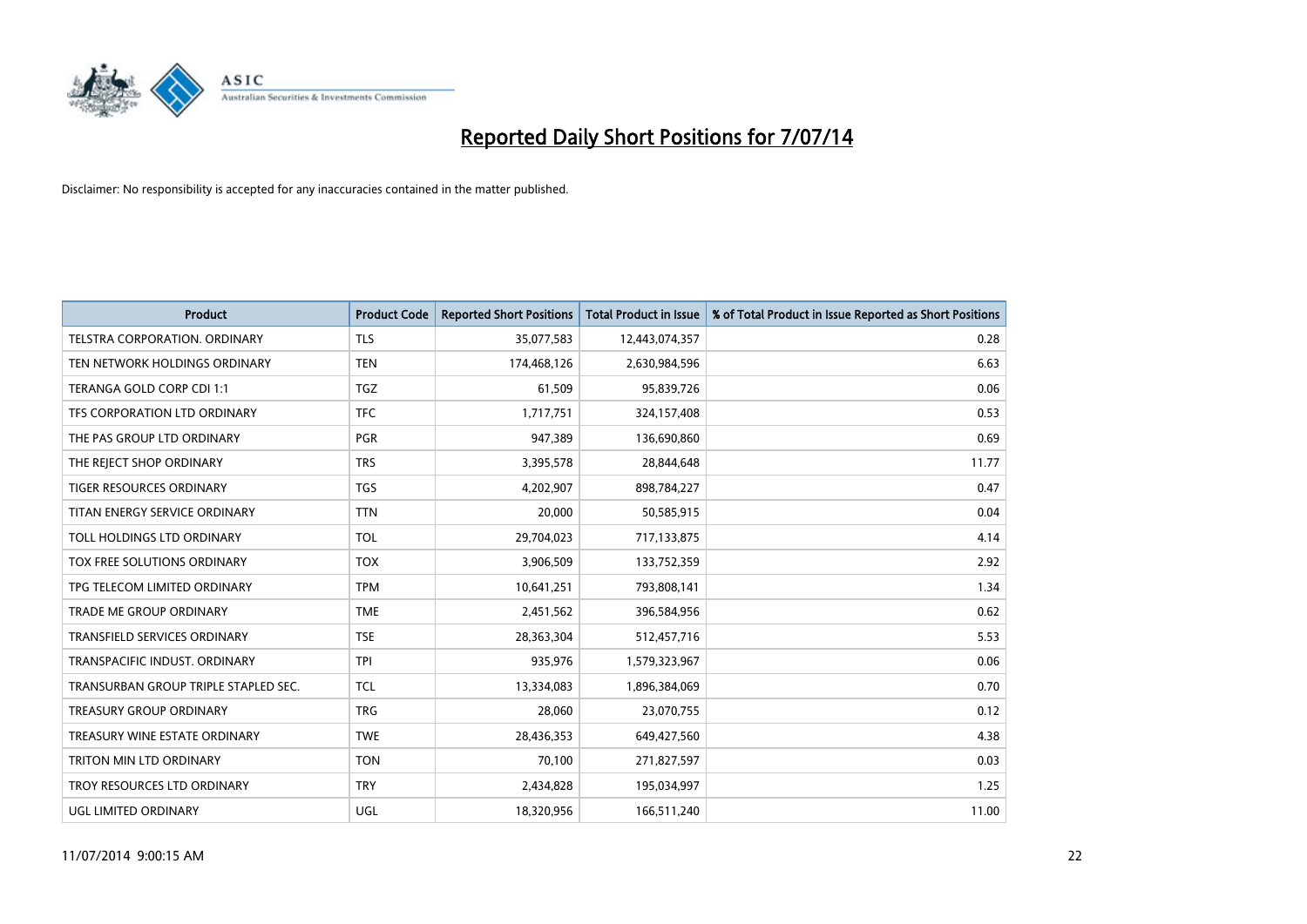# Reported Daily Short Positions for 7/07/14

Disclaimer: No responsibility is accepted for any inaccuracies contained in the matter published.

| Product | Product Code | Reported Short Positions | Total Product in Issue | % of Total Product in Issue Reported as Short Positions |
|---|---|---|---|---|
| TELSTRA CORPORATION. ORDINARY | TLS | 35,077,583 | 12,443,074,357 | 0.28 |
| TEN NETWORK HOLDINGS ORDINARY | TEN | 174,468,126 | 2,630,984,596 | 6.63 |
| TERANGA GOLD CORP CDI 1:1 | TGZ | 61,509 | 95,839,726 | 0.06 |
| TFS CORPORATION LTD ORDINARY | TFC | 1,717,751 | 324,157,408 | 0.53 |
| THE PAS GROUP LTD ORDINARY | PGR | 947,389 | 136,690,860 | 0.69 |
| THE REJECT SHOP ORDINARY | TRS | 3,395,578 | 28,844,648 | 11.77 |
| TIGER RESOURCES ORDINARY | TGS | 4,202,907 | 898,784,227 | 0.47 |
| TITAN ENERGY SERVICE ORDINARY | TTN | 20,000 | 50,585,915 | 0.04 |
| TOLL HOLDINGS LTD ORDINARY | TOL | 29,704,023 | 717,133,875 | 4.14 |
| TOX FREE SOLUTIONS ORDINARY | TOX | 3,906,509 | 133,752,359 | 2.92 |
| TPG TELECOM LIMITED ORDINARY | TPM | 10,641,251 | 793,808,141 | 1.34 |
| TRADE ME GROUP ORDINARY | TME | 2,451,562 | 396,584,956 | 0.62 |
| TRANSFIELD SERVICES ORDINARY | TSE | 28,363,304 | 512,457,716 | 5.53 |
| TRANSPACIFIC INDUST. ORDINARY | TPI | 935,976 | 1,579,323,967 | 0.06 |
| TRANSURBAN GROUP TRIPLE STAPLED SEC. | TCL | 13,334,083 | 1,896,384,069 | 0.70 |
| TREASURY GROUP ORDINARY | TRG | 28,060 | 23,070,755 | 0.12 |
| TREASURY WINE ESTATE ORDINARY | TWE | 28,436,353 | 649,427,560 | 4.38 |
| TRITON MIN LTD ORDINARY | TON | 70,100 | 271,827,597 | 0.03 |
| TROY RESOURCES LTD ORDINARY | TRY | 2,434,828 | 195,034,997 | 1.25 |
| UGL LIMITED ORDINARY | UGL | 18,320,956 | 166,511,240 | 11.00 |

11/07/2014 9:00:15 AM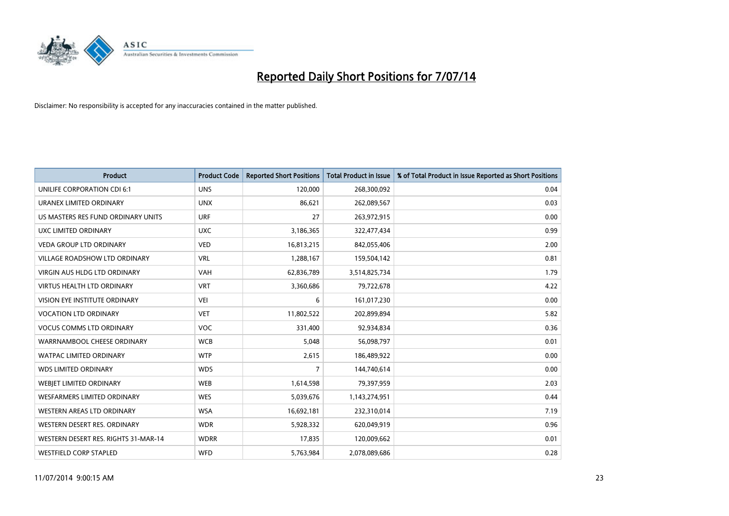# Reported Daily Short Positions for 7/07/14

Disclaimer: No responsibility is accepted for any inaccuracies contained in the matter published.

| Product | Product Code | Reported Short Positions | Total Product in Issue | % of Total Product in Issue Reported as Short Positions |
|---|---|---|---|---|
| UNILIFE CORPORATION CDI 6:1 | UNS | 120,000 | 268,300,092 | 0.04 |
| URANEX LIMITED ORDINARY | UNX | 86,621 | 262,089,567 | 0.03 |
| US MASTERS RES FUND ORDINARY UNITS | URF | 27 | 263,972,915 | 0.00 |
| UXC LIMITED ORDINARY | UXC | 3,186,365 | 322,477,434 | 0.99 |
| VEDA GROUP LTD ORDINARY | VED | 16,813,215 | 842,055,406 | 2.00 |
| VILLAGE ROADSHOW LTD ORDINARY | VRL | 1,288,167 | 159,504,142 | 0.81 |
| VIRGIN AUS HLDG LTD ORDINARY | VAH | 62,836,789 | 3,514,825,734 | 1.79 |
| VIRTUS HEALTH LTD ORDINARY | VRT | 3,360,686 | 79,722,678 | 4.22 |
| VISION EYE INSTITUTE ORDINARY | VEI | 6 | 161,017,230 | 0.00 |
| VOCATION LTD ORDINARY | VET | 11,802,522 | 202,899,894 | 5.82 |
| VOCUS COMMS LTD ORDINARY | VOC | 331,400 | 92,934,834 | 0.36 |
| WARRNAMBOOL CHEESE ORDINARY | WCB | 5,048 | 56,098,797 | 0.01 |
| WATPAC LIMITED ORDINARY | WTP | 2,615 | 186,489,922 | 0.00 |
| WDS LIMITED ORDINARY | WDS | 7 | 144,740,614 | 0.00 |
| WEBJET LIMITED ORDINARY | WEB | 1,614,598 | 79,397,959 | 2.03 |
| WESFARMERS LIMITED ORDINARY | WES | 5,039,676 | 1,143,274,951 | 0.44 |
| WESTERN AREAS LTD ORDINARY | WSA | 16,692,181 | 232,310,014 | 7.19 |
| WESTERN DESERT RES. ORDINARY | WDR | 5,928,332 | 620,049,919 | 0.96 |
| WESTERN DESERT RES. RIGHTS 31-MAR-14 | WDRR | 17,835 | 120,009,662 | 0.01 |
| WESTFIELD CORP STAPLED | WFD | 5,763,984 | 2,078,089,686 | 0.28 |

11/07/2014 9:00:15 AM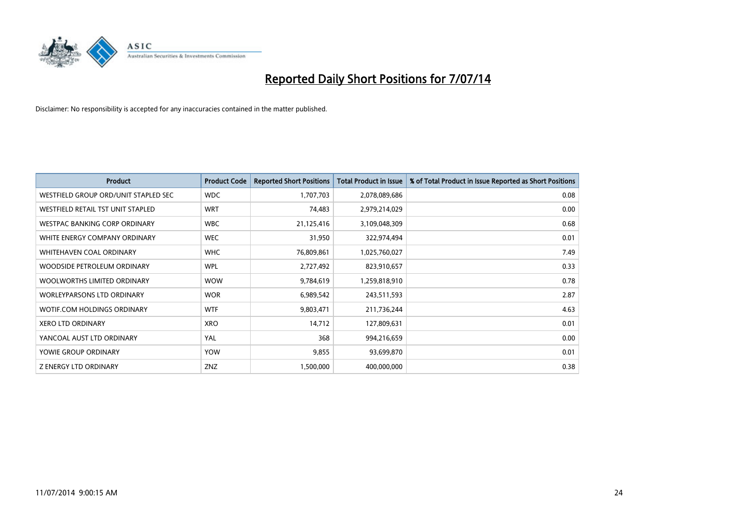# Reported Daily Short Positions for 7/07/14

Disclaimer: No responsibility is accepted for any inaccuracies contained in the matter published.

| Product | Product Code | Reported Short Positions | Total Product in Issue | % of Total Product in Issue Reported as Short Positions |
|---|---|---|---|---|
| WESTFIELD GROUP ORD/UNIT STAPLED SEC | WDC | 1,707,703 | 2,078,089,686 | 0.08 |
| WESTFIELD RETAIL TST UNIT STAPLED | WRT | 74,483 | 2,979,214,029 | 0.00 |
| WESTPAC BANKING CORP ORDINARY | WBC | 21,125,416 | 3,109,048,309 | 0.68 |
| WHITE ENERGY COMPANY ORDINARY | WEC | 31,950 | 322,974,494 | 0.01 |
| WHITEHAVEN COAL ORDINARY | WHC | 76,809,861 | 1,025,760,027 | 7.49 |
| WOODSIDE PETROLEUM ORDINARY | WPL | 2,727,492 | 823,910,657 | 0.33 |
| WOOLWORTHS LIMITED ORDINARY | WOW | 9,784,619 | 1,259,818,910 | 0.78 |
| WORLEYPARSONS LTD ORDINARY | WOR | 6,989,542 | 243,511,593 | 2.87 |
| WOTIF.COM HOLDINGS ORDINARY | WTF | 9,803,471 | 211,736,244 | 4.63 |
| XERO LTD ORDINARY | XRO | 14,712 | 127,809,631 | 0.01 |
| YANCOAL AUST LTD ORDINARY | YAL | 368 | 994,216,659 | 0.00 |
| YOWIE GROUP ORDINARY | YOW | 9,855 | 93,699,870 | 0.01 |
| Z ENERGY LTD ORDINARY | ZNZ | 1,500,000 | 400,000,000 | 0.38 |

11/07/2014 9:00:15 AM